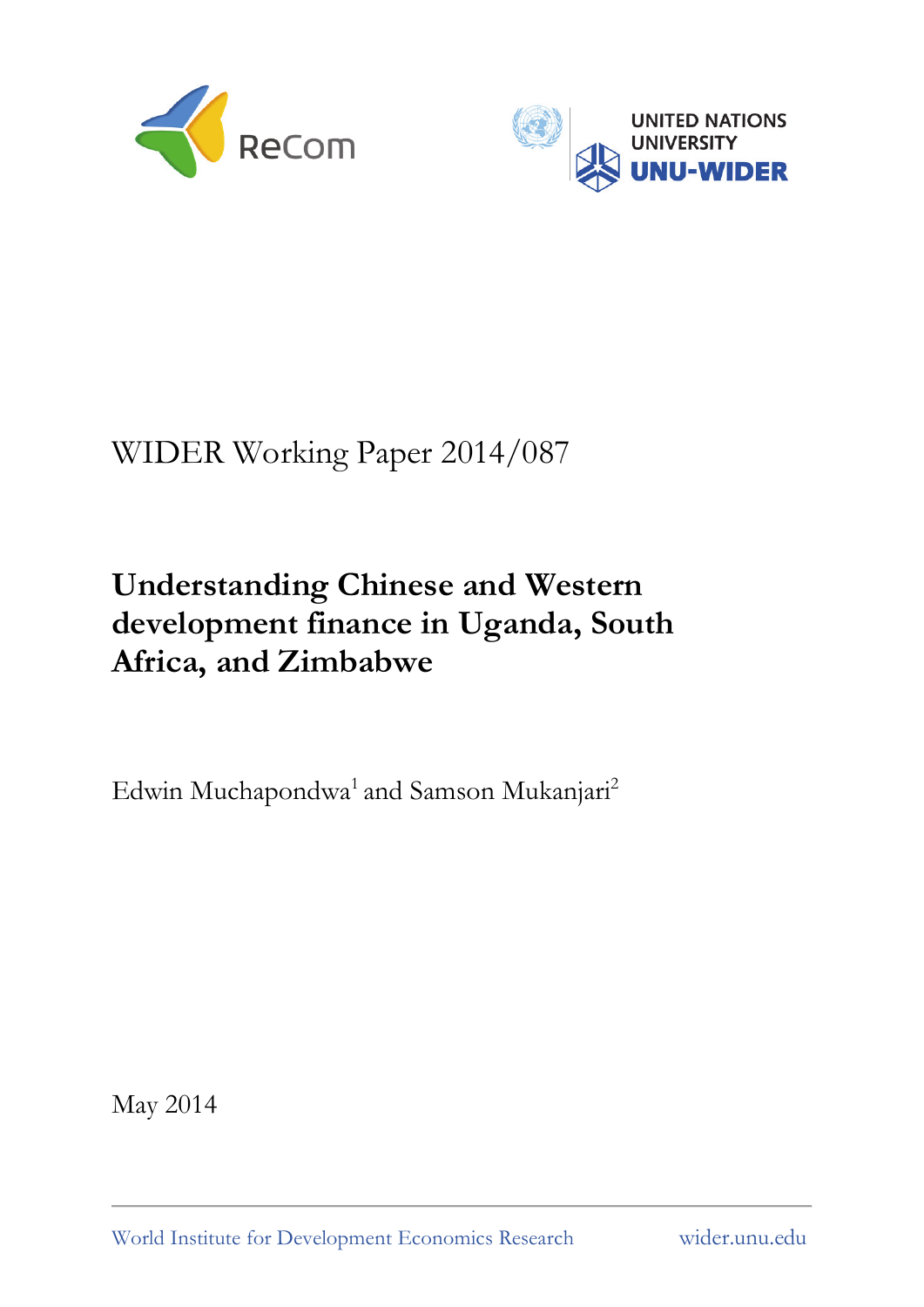ReCom

UNITED NATIONS UNIVERSITY
UNU-WIDER

WIDER Working Paper 2014/087

# Understanding Chinese and Western development finance in Uganda, South Africa, and Zimbabwe

Edwin Muchapondwa[1] and Samson Mukanjari[2]

May 2014

World Institute for Development Economics Research wider.unu.edu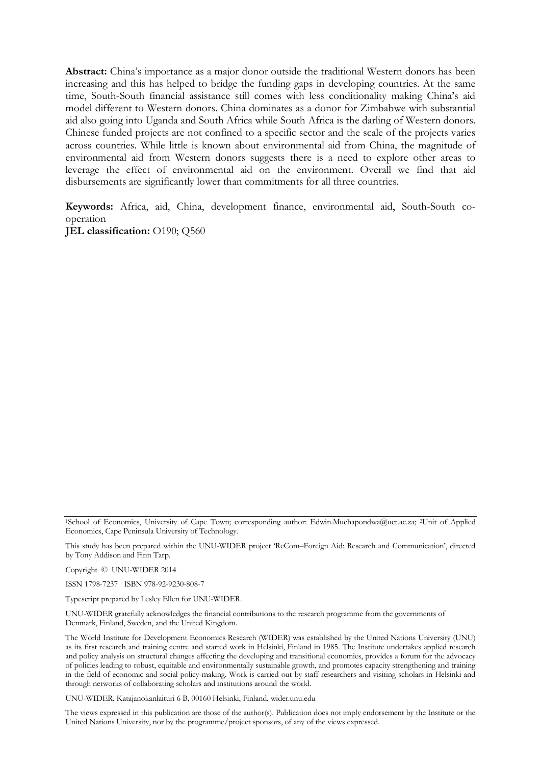**Abstract:** China's importance as a major donor outside the traditional Western donors has been increasing and this has helped to bridge the funding gaps in developing countries. At the same time, South-South financial assistance still comes with less conditionality making China's aid model different to Western donors. China dominates as a donor for Zimbabwe with substantial aid also going into Uganda and South Africa while South Africa is the darling of Western donors. Chinese funded projects are not confined to a specific sector and the scale of the projects varies across countries. While little is known about environmental aid from China, the magnitude of environmental aid from Western donors suggests there is a need to explore other areas to leverage the effect of environmental aid on the environment. Overall we find that aid disbursements are significantly lower than commitments for all three countries.

**Keywords:** Africa, aid, China, development finance, environmental aid, South-South co-operation

**JEL classification:** O190; Q560

---

[1]School of Economics, University of Cape Town; corresponding author: Edwin.Muchapondwa@uct.ac.za; [2]Unit of Applied Economics, Cape Peninsula University of Technology.

This study has been prepared within the UNU-WIDER project 'ReCom–Foreign Aid: Research and Communication', directed by Tony Addison and Finn Tarp.

Copyright © UNU-WIDER 2014

ISSN 1798-7237 ISBN 978-92-9230-808-7

Typescript prepared by Lesley Ellen for UNU-WIDER.

UNU-WIDER gratefully acknowledges the financial contributions to the research programme from the governments of Denmark, Finland, Sweden, and the United Kingdom.

The World Institute for Development Economics Research (WIDER) was established by the United Nations University (UNU) as its first research and training centre and started work in Helsinki, Finland in 1985. The Institute undertakes applied research and policy analysis on structural changes affecting the developing and transitional economies, provides a forum for the advocacy of policies leading to robust, equitable and environmentally sustainable growth, and promotes capacity strengthening and training in the field of economic and social policy-making. Work is carried out by staff researchers and visiting scholars in Helsinki and through networks of collaborating scholars and institutions around the world.

UNU-WIDER, Katajanokanlaituri 6 B, 00160 Helsinki, Finland, wider.unu.edu

The views expressed in this publication are those of the author(s). Publication does not imply endorsement by the Institute or the United Nations University, nor by the programme/project sponsors, of any of the views expressed.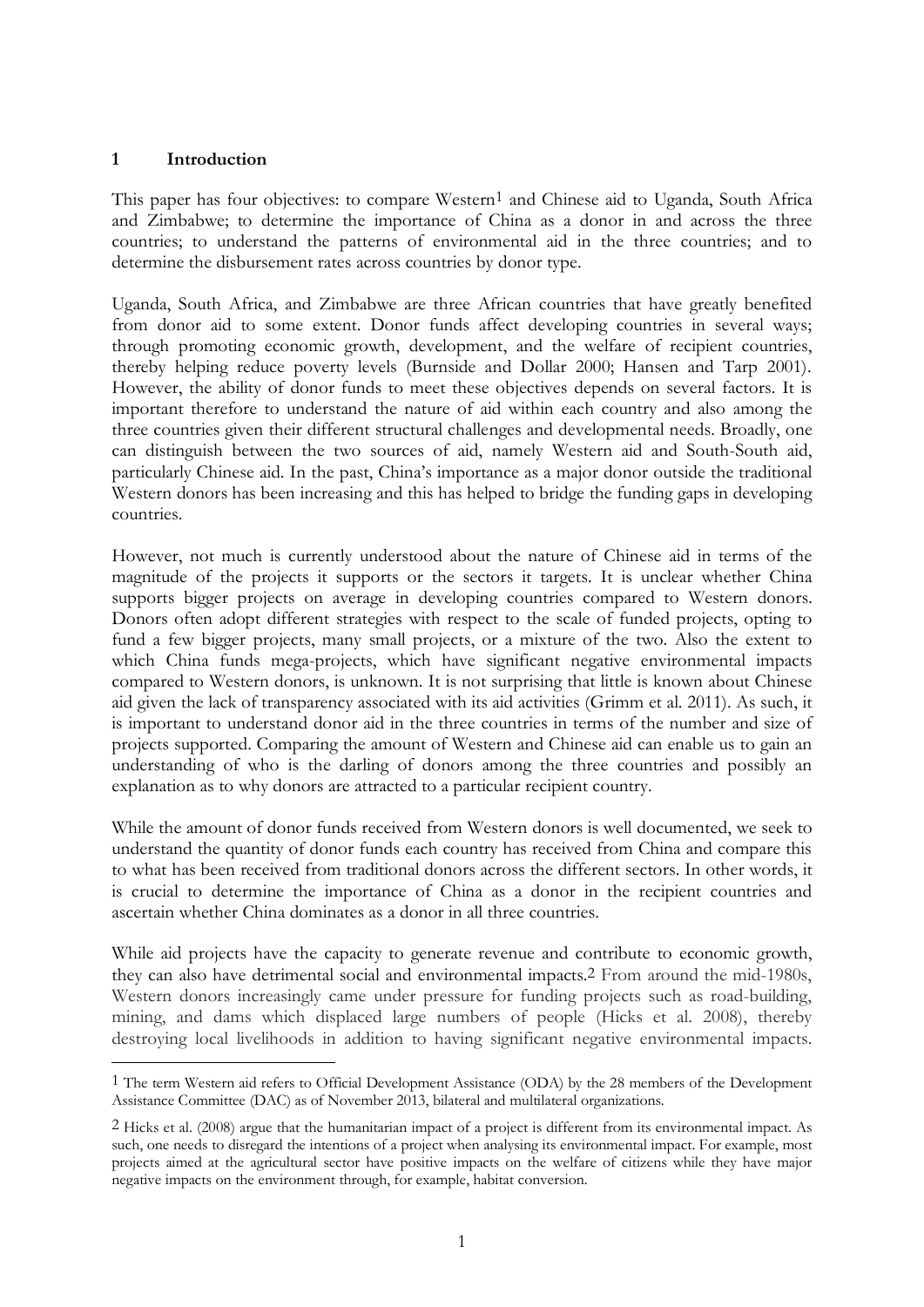## 1 Introduction

This paper has four objectives: to compare Western[1] and Chinese aid to Uganda, South Africa and Zimbabwe; to determine the importance of China as a donor in and across the three countries; to understand the patterns of environmental aid in the three countries; and to determine the disbursement rates across countries by donor type.

Uganda, South Africa, and Zimbabwe are three African countries that have greatly benefited from donor aid to some extent. Donor funds affect developing countries in several ways; through promoting economic growth, development, and the welfare of recipient countries, thereby helping reduce poverty levels (Burnside and Dollar 2000; Hansen and Tarp 2001). However, the ability of donor funds to meet these objectives depends on several factors. It is important therefore to understand the nature of aid within each country and also among the three countries given their different structural challenges and developmental needs. Broadly, one can distinguish between the two sources of aid, namely Western aid and South-South aid, particularly Chinese aid. In the past, China's importance as a major donor outside the traditional Western donors has been increasing and this has helped to bridge the funding gaps in developing countries.

However, not much is currently understood about the nature of Chinese aid in terms of the magnitude of the projects it supports or the sectors it targets. It is unclear whether China supports bigger projects on average in developing countries compared to Western donors. Donors often adopt different strategies with respect to the scale of funded projects, opting to fund a few bigger projects, many small projects, or a mixture of the two. Also the extent to which China funds mega-projects, which have significant negative environmental impacts compared to Western donors, is unknown. It is not surprising that little is known about Chinese aid given the lack of transparency associated with its aid activities (Grimm et al. 2011). As such, it is important to understand donor aid in the three countries in terms of the number and size of projects supported. Comparing the amount of Western and Chinese aid can enable us to gain an understanding of who is the darling of donors among the three countries and possibly an explanation as to why donors are attracted to a particular recipient country.

While the amount of donor funds received from Western donors is well documented, we seek to understand the quantity of donor funds each country has received from China and compare this to what has been received from traditional donors across the different sectors. In other words, it is crucial to determine the importance of China as a donor in the recipient countries and ascertain whether China dominates as a donor in all three countries.

While aid projects have the capacity to generate revenue and contribute to economic growth, they can also have detrimental social and environmental impacts.[2] From around the mid-1980s, Western donors increasingly came under pressure for funding projects such as road-building, mining, and dams which displaced large numbers of people (Hicks et al. 2008), thereby destroying local livelihoods in addition to having significant negative environmental impacts.

[1] The term Western aid refers to Official Development Assistance (ODA) by the 28 members of the Development Assistance Committee (DAC) as of November 2013, bilateral and multilateral organizations.

[2] Hicks et al. (2008) argue that the humanitarian impact of a project is different from its environmental impact. As such, one needs to disregard the intentions of a project when analysing its environmental impact. For example, most projects aimed at the agricultural sector have positive impacts on the welfare of citizens while they have major negative impacts on the environment through, for example, habitat conversion.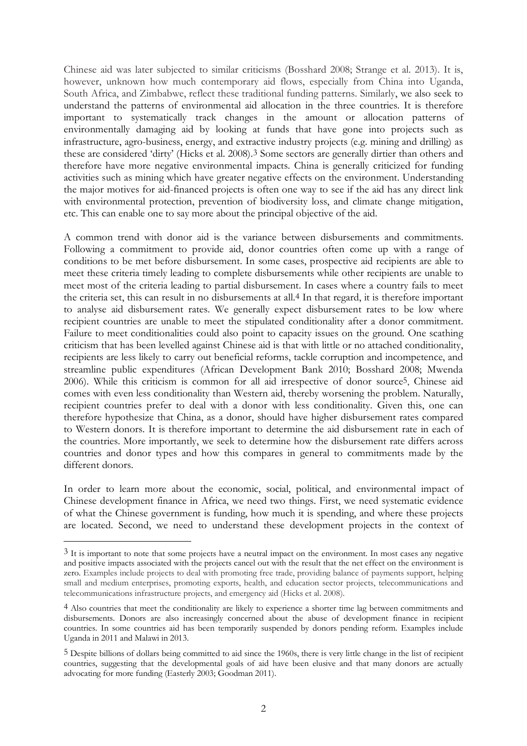Chinese aid was later subjected to similar criticisms (Bosshard 2008; Strange et al. 2013). It is, however, unknown how much contemporary aid flows, especially from China into Uganda, South Africa, and Zimbabwe, reflect these traditional funding patterns. Similarly, we also seek to understand the patterns of environmental aid allocation in the three countries. It is therefore important to systematically track changes in the amount or allocation patterns of environmentally damaging aid by looking at funds that have gone into projects such as infrastructure, agro-business, energy, and extractive industry projects (e.g. mining and drilling) as these are considered 'dirty' (Hicks et al. 2008).[3] Some sectors are generally dirtier than others and therefore have more negative environmental impacts. China is generally criticized for funding activities such as mining which have greater negative effects on the environment. Understanding the major motives for aid-financed projects is often one way to see if the aid has any direct link with environmental protection, prevention of biodiversity loss, and climate change mitigation, etc. This can enable one to say more about the principal objective of the aid.

A common trend with donor aid is the variance between disbursements and commitments. Following a commitment to provide aid, donor countries often come up with a range of conditions to be met before disbursement. In some cases, prospective aid recipients are able to meet these criteria timely leading to complete disbursements while other recipients are unable to meet most of the criteria leading to partial disbursement. In cases where a country fails to meet the criteria set, this can result in no disbursements at all.[4] In that regard, it is therefore important to analyse aid disbursement rates. We generally expect disbursement rates to be low where recipient countries are unable to meet the stipulated conditionality after a donor commitment. Failure to meet conditionalities could also point to capacity issues on the ground. One scathing criticism that has been levelled against Chinese aid is that with little or no attached conditionality, recipients are less likely to carry out beneficial reforms, tackle corruption and incompetence, and streamline public expenditures (African Development Bank 2010; Bosshard 2008; Mwenda 2006). While this criticism is common for all aid irrespective of donor source[5], Chinese aid comes with even less conditionality than Western aid, thereby worsening the problem. Naturally, recipient countries prefer to deal with a donor with less conditionality. Given this, one can therefore hypothesize that China, as a donor, should have higher disbursement rates compared to Western donors. It is therefore important to determine the aid disbursement rate in each of the countries. More importantly, we seek to determine how the disbursement rate differs across countries and donor types and how this compares in general to commitments made by the different donors.

In order to learn more about the economic, social, political, and environmental impact of Chinese development finance in Africa, we need two things. First, we need systematic evidence of what the Chinese government is funding, how much it is spending, and where these projects are located. Second, we need to understand these development projects in the context of

---

[3] It is important to note that some projects have a neutral impact on the environment. In most cases any negative and positive impacts associated with the projects cancel out with the result that the net effect on the environment is zero. Examples include projects to deal with promoting free trade, providing balance of payments support, helping small and medium enterprises, promoting exports, health, and education sector projects, telecommunications and telecommunications infrastructure projects, and emergency aid (Hicks et al. 2008).

[4] Also countries that meet the conditionality are likely to experience a shorter time lag between commitments and disbursements. Donors are also increasingly concerned about the abuse of development finance in recipient countries. In some countries aid has been temporarily suspended by donors pending reform. Examples include Uganda in 2011 and Malawi in 2013.

[5] Despite billions of dollars being committed to aid since the 1960s, there is very little change in the list of recipient countries, suggesting that the developmental goals of aid have been elusive and that many donors are actually advocating for more funding (Easterly 2003; Goodman 2011).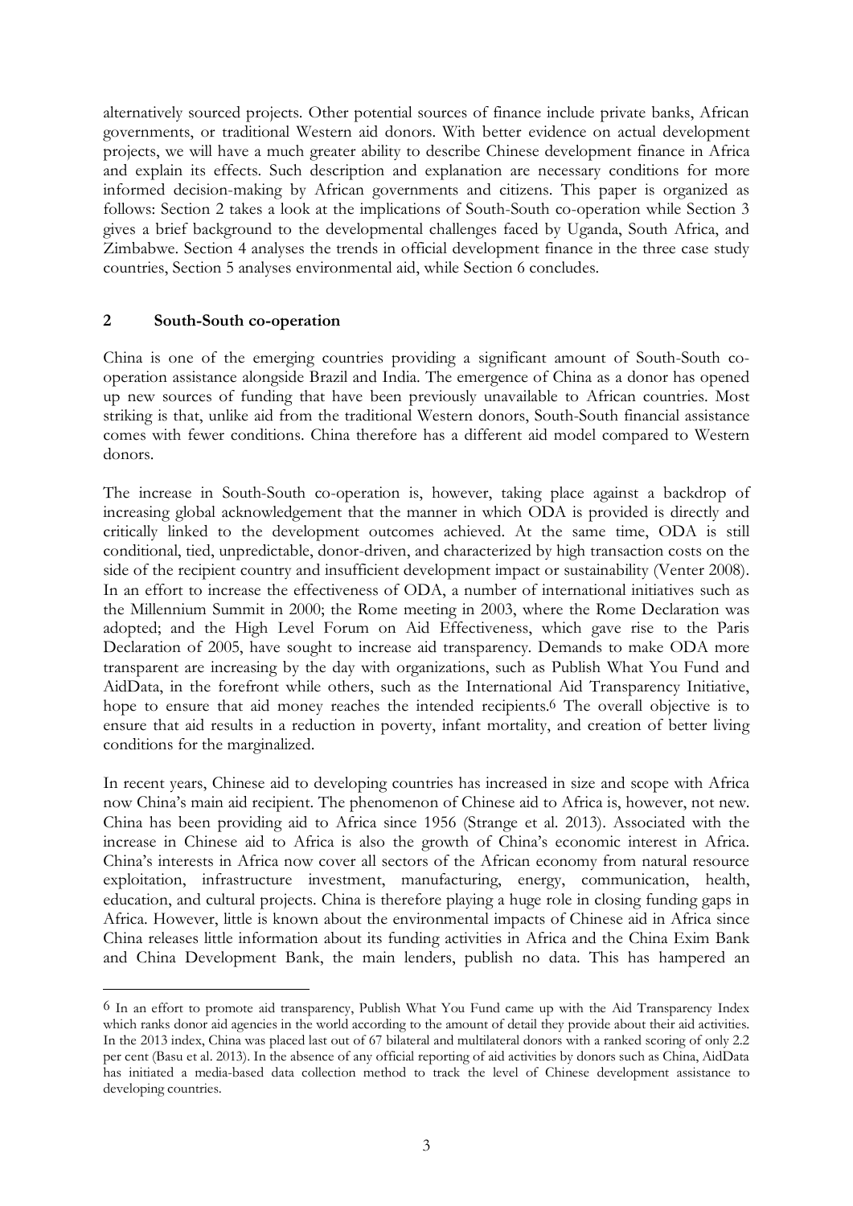alternatively sourced projects. Other potential sources of finance include private banks, African governments, or traditional Western aid donors. With better evidence on actual development projects, we will have a much greater ability to describe Chinese development finance in Africa and explain its effects. Such description and explanation are necessary conditions for more informed decision-making by African governments and citizens. This paper is organized as follows: Section 2 takes a look at the implications of South-South co-operation while Section 3 gives a brief background to the developmental challenges faced by Uganda, South Africa, and Zimbabwe. Section 4 analyses the trends in official development finance in the three case study countries, Section 5 analyses environmental aid, while Section 6 concludes.

## 2 South-South co-operation

China is one of the emerging countries providing a significant amount of South-South co-operation assistance alongside Brazil and India. The emergence of China as a donor has opened up new sources of funding that have been previously unavailable to African countries. Most striking is that, unlike aid from the traditional Western donors, South-South financial assistance comes with fewer conditions. China therefore has a different aid model compared to Western donors.

The increase in South-South co-operation is, however, taking place against a backdrop of increasing global acknowledgement that the manner in which ODA is provided is directly and critically linked to the development outcomes achieved. At the same time, ODA is still conditional, tied, unpredictable, donor-driven, and characterized by high transaction costs on the side of the recipient country and insufficient development impact or sustainability (Venter 2008). In an effort to increase the effectiveness of ODA, a number of international initiatives such as the Millennium Summit in 2000; the Rome meeting in 2003, where the Rome Declaration was adopted; and the High Level Forum on Aid Effectiveness, which gave rise to the Paris Declaration of 2005, have sought to increase aid transparency. Demands to make ODA more transparent are increasing by the day with organizations, such as Publish What You Fund and AidData, in the forefront while others, such as the International Aid Transparency Initiative, hope to ensure that aid money reaches the intended recipients.[6] The overall objective is to ensure that aid results in a reduction in poverty, infant mortality, and creation of better living conditions for the marginalized.

In recent years, Chinese aid to developing countries has increased in size and scope with Africa now China's main aid recipient. The phenomenon of Chinese aid to Africa is, however, not new. China has been providing aid to Africa since 1956 (Strange et al. 2013). Associated with the increase in Chinese aid to Africa is also the growth of China's economic interest in Africa. China's interests in Africa now cover all sectors of the African economy from natural resource exploitation, infrastructure investment, manufacturing, energy, communication, health, education, and cultural projects. China is therefore playing a huge role in closing funding gaps in Africa. However, little is known about the environmental impacts of Chinese aid in Africa since China releases little information about its funding activities in Africa and the China Exim Bank and China Development Bank, the main lenders, publish no data. This has hampered an

---

[6] In an effort to promote aid transparency, Publish What You Fund came up with the Aid Transparency Index which ranks donor aid agencies in the world according to the amount of detail they provide about their aid activities. In the 2013 index, China was placed last out of 67 bilateral and multilateral donors with a ranked scoring of only 2.2 per cent (Basu et al. 2013). In the absence of any official reporting of aid activities by donors such as China, AidData has initiated a media-based data collection method to track the level of Chinese development assistance to developing countries.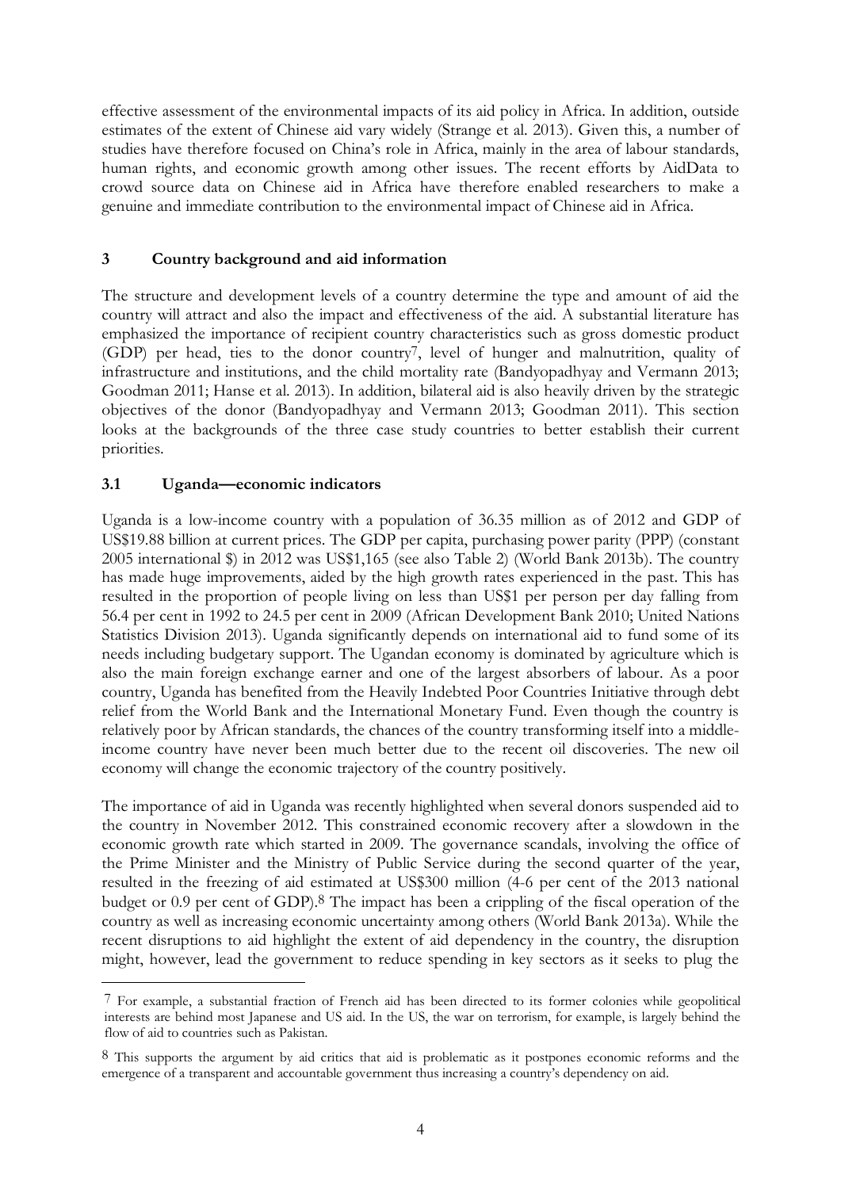effective assessment of the environmental impacts of its aid policy in Africa. In addition, outside estimates of the extent of Chinese aid vary widely (Strange et al. 2013). Given this, a number of studies have therefore focused on China's role in Africa, mainly in the area of labour standards, human rights, and economic growth among other issues. The recent efforts by AidData to crowd source data on Chinese aid in Africa have therefore enabled researchers to make a genuine and immediate contribution to the environmental impact of Chinese aid in Africa.

## 3 Country background and aid information

The structure and development levels of a country determine the type and amount of aid the country will attract and also the impact and effectiveness of the aid. A substantial literature has emphasized the importance of recipient country characteristics such as gross domestic product (GDP) per head, ties to the donor country[7], level of hunger and malnutrition, quality of infrastructure and institutions, and the child mortality rate (Bandyopadhyay and Vermann 2013; Goodman 2011; Hanse et al. 2013). In addition, bilateral aid is also heavily driven by the strategic objectives of the donor (Bandyopadhyay and Vermann 2013; Goodman 2011). This section looks at the backgrounds of the three case study countries to better establish their current priorities.

### 3.1 Uganda—economic indicators

Uganda is a low-income country with a population of 36.35 million as of 2012 and GDP of US$19.88 billion at current prices. The GDP per capita, purchasing power parity (PPP) (constant 2005 international $) in 2012 was US$1,165 (see also Table 2) (World Bank 2013b). The country has made huge improvements, aided by the high growth rates experienced in the past. This has resulted in the proportion of people living on less than US$1 per person per day falling from 56.4 per cent in 1992 to 24.5 per cent in 2009 (African Development Bank 2010; United Nations Statistics Division 2013). Uganda significantly depends on international aid to fund some of its needs including budgetary support. The Ugandan economy is dominated by agriculture which is also the main foreign exchange earner and one of the largest absorbers of labour. As a poor country, Uganda has benefited from the Heavily Indebted Poor Countries Initiative through debt relief from the World Bank and the International Monetary Fund. Even though the country is relatively poor by African standards, the chances of the country transforming itself into a middle-income country have never been much better due to the recent oil discoveries. The new oil economy will change the economic trajectory of the country positively.

The importance of aid in Uganda was recently highlighted when several donors suspended aid to the country in November 2012. This constrained economic recovery after a slowdown in the economic growth rate which started in 2009. The governance scandals, involving the office of the Prime Minister and the Ministry of Public Service during the second quarter of the year, resulted in the freezing of aid estimated at US$300 million (4-6 per cent of the 2013 national budget or 0.9 per cent of GDP).[8] The impact has been a crippling of the fiscal operation of the country as well as increasing economic uncertainty among others (World Bank 2013a). While the recent disruptions to aid highlight the extent of aid dependency in the country, the disruption might, however, lead the government to reduce spending in key sectors as it seeks to plug the

---

[7] For example, a substantial fraction of French aid has been directed to its former colonies while geopolitical interests are behind most Japanese and US aid. In the US, the war on terrorism, for example, is largely behind the flow of aid to countries such as Pakistan.

[8] This supports the argument by aid critics that aid is problematic as it postpones economic reforms and the emergence of a transparent and accountable government thus increasing a country's dependency on aid.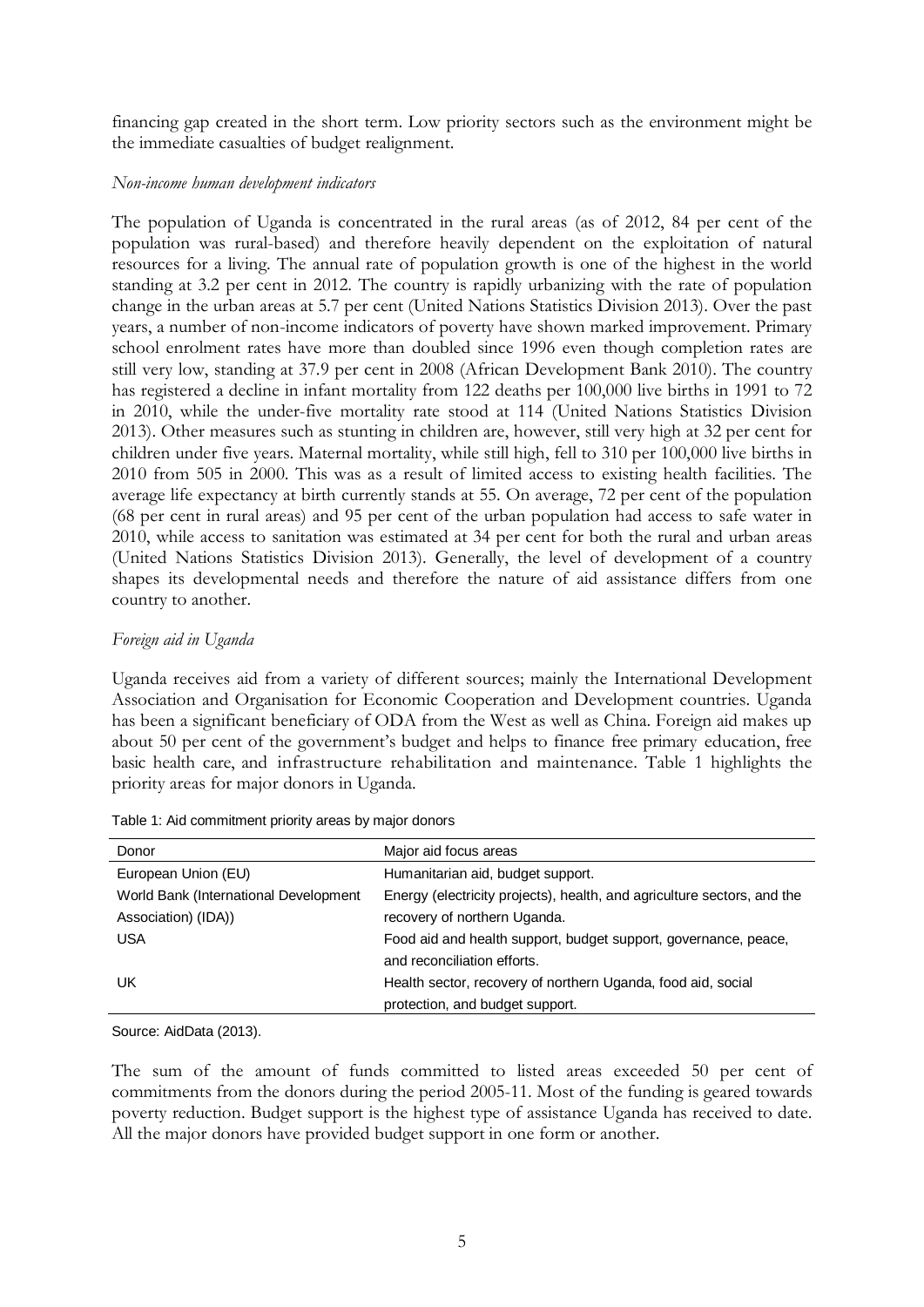financing gap created in the short term. Low priority sectors such as the environment might be the immediate casualties of budget realignment.

*Non-income human development indicators*

The population of Uganda is concentrated in the rural areas (as of 2012, 84 per cent of the population was rural-based) and therefore heavily dependent on the exploitation of natural resources for a living. The annual rate of population growth is one of the highest in the world standing at 3.2 per cent in 2012. The country is rapidly urbanizing with the rate of population change in the urban areas at 5.7 per cent (United Nations Statistics Division 2013). Over the past years, a number of non-income indicators of poverty have shown marked improvement. Primary school enrolment rates have more than doubled since 1996 even though completion rates are still very low, standing at 37.9 per cent in 2008 (African Development Bank 2010). The country has registered a decline in infant mortality from 122 deaths per 100,000 live births in 1991 to 72 in 2010, while the under-five mortality rate stood at 114 (United Nations Statistics Division 2013). Other measures such as stunting in children are, however, still very high at 32 per cent for children under five years. Maternal mortality, while still high, fell to 310 per 100,000 live births in 2010 from 505 in 2000. This was as a result of limited access to existing health facilities. The average life expectancy at birth currently stands at 55. On average, 72 per cent of the population (68 per cent in rural areas) and 95 per cent of the urban population had access to safe water in 2010, while access to sanitation was estimated at 34 per cent for both the rural and urban areas (United Nations Statistics Division 2013). Generally, the level of development of a country shapes its developmental needs and therefore the nature of aid assistance differs from one country to another.

*Foreign aid in Uganda*

Uganda receives aid from a variety of different sources; mainly the International Development Association and Organisation for Economic Cooperation and Development countries. Uganda has been a significant beneficiary of ODA from the West as well as China. Foreign aid makes up about 50 per cent of the government's budget and helps to finance free primary education, free basic health care, and infrastructure rehabilitation and maintenance. Table 1 highlights the priority areas for major donors in Uganda.

Table 1: Aid commitment priority areas by major donors

| Donor | Major aid focus areas |
|---|---|
| European Union (EU) | Humanitarian aid, budget support. |
| World Bank (International Development Association) (IDA)) | Energy (electricity projects), health, and agriculture sectors, and the recovery of northern Uganda. |
| USA | Food aid and health support, budget support, governance, peace, and reconciliation efforts. |
| UK | Health sector, recovery of northern Uganda, food aid, social protection, and budget support. |

Source: AidData (2013).

The sum of the amount of funds committed to listed areas exceeded 50 per cent of commitments from the donors during the period 2005-11. Most of the funding is geared towards poverty reduction. Budget support is the highest type of assistance Uganda has received to date. All the major donors have provided budget support in one form or another.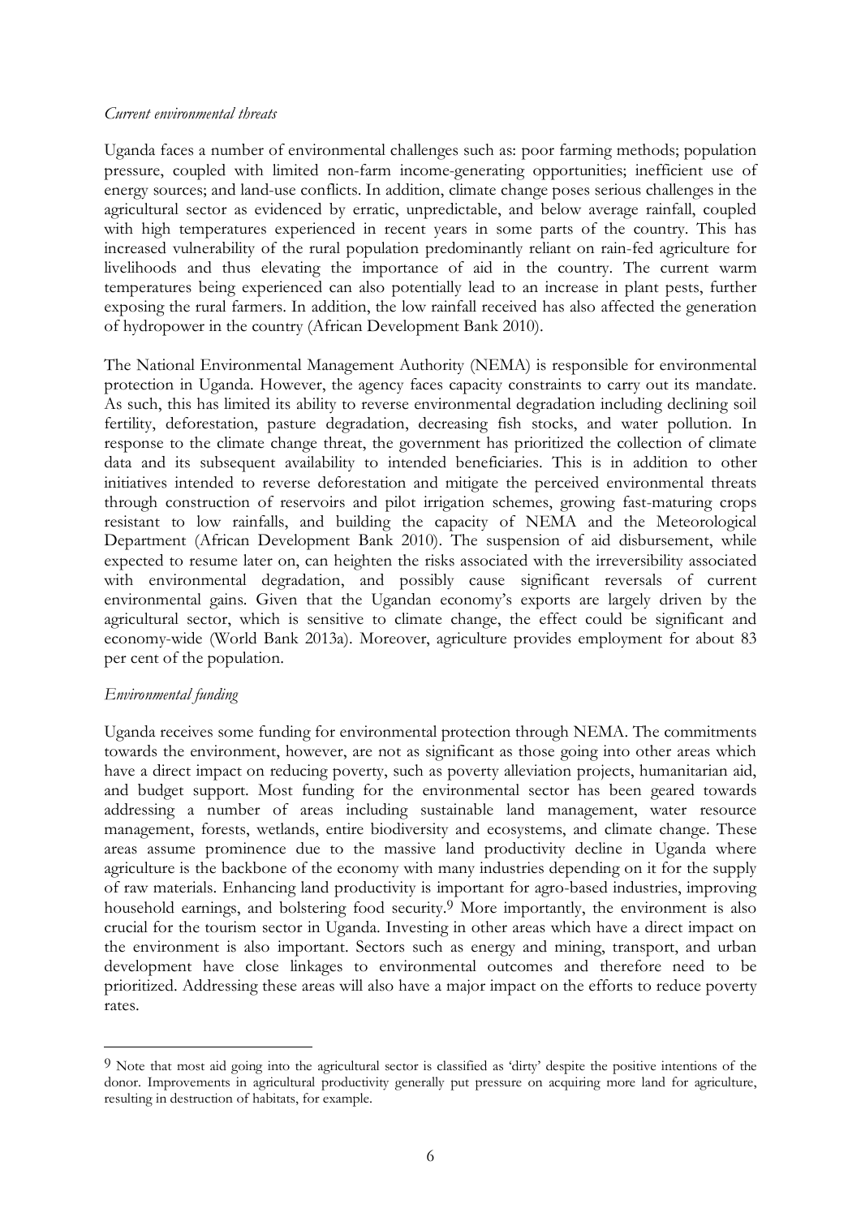*Current environmental threats*

Uganda faces a number of environmental challenges such as: poor farming methods; population pressure, coupled with limited non-farm income-generating opportunities; inefficient use of energy sources; and land-use conflicts. In addition, climate change poses serious challenges in the agricultural sector as evidenced by erratic, unpredictable, and below average rainfall, coupled with high temperatures experienced in recent years in some parts of the country. This has increased vulnerability of the rural population predominantly reliant on rain-fed agriculture for livelihoods and thus elevating the importance of aid in the country. The current warm temperatures being experienced can also potentially lead to an increase in plant pests, further exposing the rural farmers. In addition, the low rainfall received has also affected the generation of hydropower in the country (African Development Bank 2010).

The National Environmental Management Authority (NEMA) is responsible for environmental protection in Uganda. However, the agency faces capacity constraints to carry out its mandate. As such, this has limited its ability to reverse environmental degradation including declining soil fertility, deforestation, pasture degradation, decreasing fish stocks, and water pollution. In response to the climate change threat, the government has prioritized the collection of climate data and its subsequent availability to intended beneficiaries. This is in addition to other initiatives intended to reverse deforestation and mitigate the perceived environmental threats through construction of reservoirs and pilot irrigation schemes, growing fast-maturing crops resistant to low rainfalls, and building the capacity of NEMA and the Meteorological Department (African Development Bank 2010). The suspension of aid disbursement, while expected to resume later on, can heighten the risks associated with the irreversibility associated with environmental degradation, and possibly cause significant reversals of current environmental gains. Given that the Ugandan economy's exports are largely driven by the agricultural sector, which is sensitive to climate change, the effect could be significant and economy-wide (World Bank 2013a). Moreover, agriculture provides employment for about 83 per cent of the population.

*Environmental funding*

Uganda receives some funding for environmental protection through NEMA. The commitments towards the environment, however, are not as significant as those going into other areas which have a direct impact on reducing poverty, such as poverty alleviation projects, humanitarian aid, and budget support. Most funding for the environmental sector has been geared towards addressing a number of areas including sustainable land management, water resource management, forests, wetlands, entire biodiversity and ecosystems, and climate change. These areas assume prominence due to the massive land productivity decline in Uganda where agriculture is the backbone of the economy with many industries depending on it for the supply of raw materials. Enhancing land productivity is important for agro-based industries, improving household earnings, and bolstering food security.[9] More importantly, the environment is also crucial for the tourism sector in Uganda. Investing in other areas which have a direct impact on the environment is also important. Sectors such as energy and mining, transport, and urban development have close linkages to environmental outcomes and therefore need to be prioritized. Addressing these areas will also have a major impact on the efforts to reduce poverty rates.

---

[9] Note that most aid going into the agricultural sector is classified as 'dirty' despite the positive intentions of the donor. Improvements in agricultural productivity generally put pressure on acquiring more land for agriculture, resulting in destruction of habitats, for example.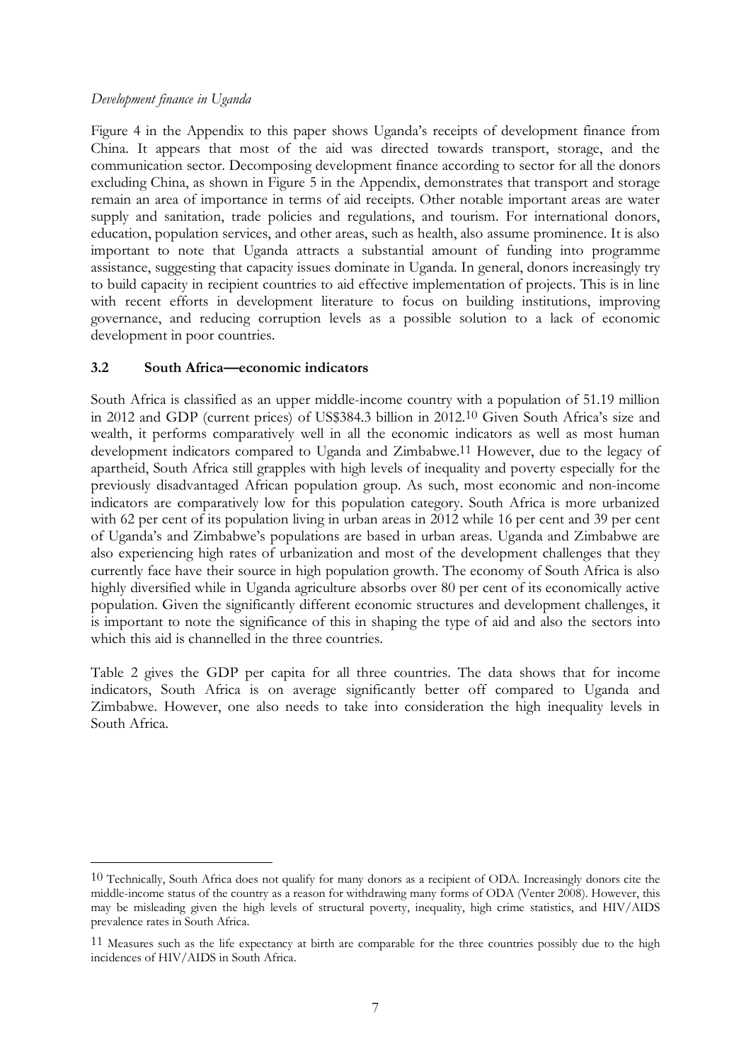*Development finance in Uganda*

Figure 4 in the Appendix to this paper shows Uganda's receipts of development finance from China. It appears that most of the aid was directed towards transport, storage, and the communication sector. Decomposing development finance according to sector for all the donors excluding China, as shown in Figure 5 in the Appendix, demonstrates that transport and storage remain an area of importance in terms of aid receipts. Other notable important areas are water supply and sanitation, trade policies and regulations, and tourism. For international donors, education, population services, and other areas, such as health, also assume prominence. It is also important to note that Uganda attracts a substantial amount of funding into programme assistance, suggesting that capacity issues dominate in Uganda. In general, donors increasingly try to build capacity in recipient countries to aid effective implementation of projects. This is in line with recent efforts in development literature to focus on building institutions, improving governance, and reducing corruption levels as a possible solution to a lack of economic development in poor countries.

### 3.2 South Africa—economic indicators

South Africa is classified as an upper middle-income country with a population of 51.19 million in 2012 and GDP (current prices) of US$384.3 billion in 2012.[10] Given South Africa's size and wealth, it performs comparatively well in all the economic indicators as well as most human development indicators compared to Uganda and Zimbabwe.[11] However, due to the legacy of apartheid, South Africa still grapples with high levels of inequality and poverty especially for the previously disadvantaged African population group. As such, most economic and non-income indicators are comparatively low for this population category. South Africa is more urbanized with 62 per cent of its population living in urban areas in 2012 while 16 per cent and 39 per cent of Uganda's and Zimbabwe's populations are based in urban areas. Uganda and Zimbabwe are also experiencing high rates of urbanization and most of the development challenges that they currently face have their source in high population growth. The economy of South Africa is also highly diversified while in Uganda agriculture absorbs over 80 per cent of its economically active population. Given the significantly different economic structures and development challenges, it is important to note the significance of this in shaping the type of aid and also the sectors into which this aid is channelled in the three countries.

Table 2 gives the GDP per capita for all three countries. The data shows that for income indicators, South Africa is on average significantly better off compared to Uganda and Zimbabwe. However, one also needs to take into consideration the high inequality levels in South Africa.

---

[10] Technically, South Africa does not qualify for many donors as a recipient of ODA. Increasingly donors cite the middle-income status of the country as a reason for withdrawing many forms of ODA (Venter 2008). However, this may be misleading given the high levels of structural poverty, inequality, high crime statistics, and HIV/AIDS prevalence rates in South Africa.

[11] Measures such as the life expectancy at birth are comparable for the three countries possibly due to the high incidences of HIV/AIDS in South Africa.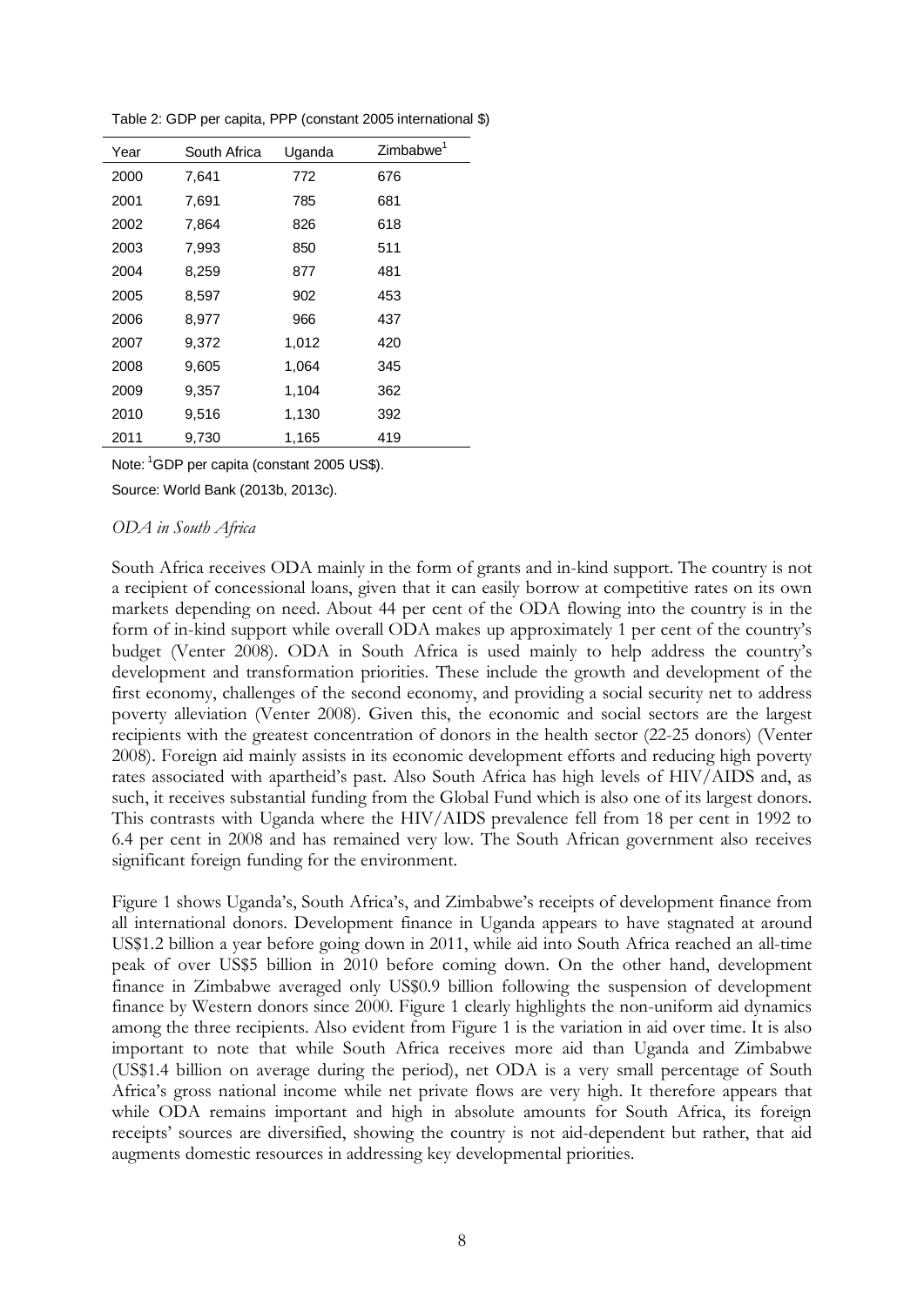Table 2: GDP per capita, PPP (constant 2005 international $)

| Year | South Africa | Uganda | Zimbabwe[1] |
|---|---|---|---|
| 2000 | 7,641 | 772 | 676 |
| 2001 | 7,691 | 785 | 681 |
| 2002 | 7,864 | 826 | 618 |
| 2003 | 7,993 | 850 | 511 |
| 2004 | 8,259 | 877 | 481 |
| 2005 | 8,597 | 902 | 453 |
| 2006 | 8,977 | 966 | 437 |
| 2007 | 9,372 | 1,012 | 420 |
| 2008 | 9,605 | 1,064 | 345 |
| 2009 | 9,357 | 1,104 | 362 |
| 2010 | 9,516 | 1,130 | 392 |
| 2011 | 9,730 | 1,165 | 419 |

Note: [1]GDP per capita (constant 2005 US$).

Source: World Bank (2013b, 2013c).

*ODA in South Africa*

South Africa receives ODA mainly in the form of grants and in-kind support. The country is not a recipient of concessional loans, given that it can easily borrow at competitive rates on its own markets depending on need. About 44 per cent of the ODA flowing into the country is in the form of in-kind support while overall ODA makes up approximately 1 per cent of the country's budget (Venter 2008). ODA in South Africa is used mainly to help address the country's development and transformation priorities. These include the growth and development of the first economy, challenges of the second economy, and providing a social security net to address poverty alleviation (Venter 2008). Given this, the economic and social sectors are the largest recipients with the greatest concentration of donors in the health sector (22-25 donors) (Venter 2008). Foreign aid mainly assists in its economic development efforts and reducing high poverty rates associated with apartheid's past. Also South Africa has high levels of HIV/AIDS and, as such, it receives substantial funding from the Global Fund which is also one of its largest donors. This contrasts with Uganda where the HIV/AIDS prevalence fell from 18 per cent in 1992 to 6.4 per cent in 2008 and has remained very low. The South African government also receives significant foreign funding for the environment.

Figure 1 shows Uganda's, South Africa's, and Zimbabwe's receipts of development finance from all international donors. Development finance in Uganda appears to have stagnated at around US$1.2 billion a year before going down in 2011, while aid into South Africa reached an all-time peak of over US$5 billion in 2010 before coming down. On the other hand, development finance in Zimbabwe averaged only US$0.9 billion following the suspension of development finance by Western donors since 2000. Figure 1 clearly highlights the non-uniform aid dynamics among the three recipients. Also evident from Figure 1 is the variation in aid over time. It is also important to note that while South Africa receives more aid than Uganda and Zimbabwe (US$1.4 billion on average during the period), net ODA is a very small percentage of South Africa's gross national income while net private flows are very high. It therefore appears that while ODA remains important and high in absolute amounts for South Africa, its foreign receipts' sources are diversified, showing the country is not aid-dependent but rather, that aid augments domestic resources in addressing key developmental priorities.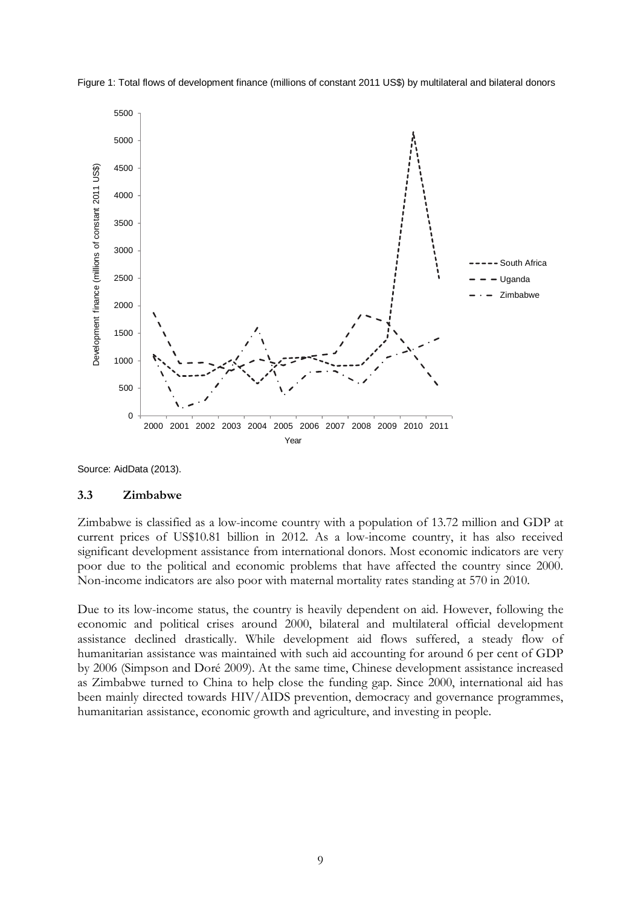Figure 1: Total flows of development finance (millions of constant 2011 US$) by multilateral and bilateral donors

Development finance (millions of constant 2011 US$)

5500
5000
4500
4000
3500
3000
2500
2000
1500
1000
500
0

2000 2001 2002 2003 2004 2005 2006 2007 2008 2009 2010 2011

Year

South Africa
Uganda
Zimbabwe

Source: AidData (2013).

### 3.3 Zimbabwe

Zimbabwe is classified as a low-income country with a population of 13.72 million and GDP at current prices of US$10.81 billion in 2012. As a low-income country, it has also received significant development assistance from international donors. Most economic indicators are very poor due to the political and economic problems that have affected the country since 2000. Non-income indicators are also poor with maternal mortality rates standing at 570 in 2010.

Due to its low-income status, the country is heavily dependent on aid. However, following the economic and political crises around 2000, bilateral and multilateral official development assistance declined drastically. While development aid flows suffered, a steady flow of humanitarian assistance was maintained with such aid accounting for around 6 per cent of GDP by 2006 (Simpson and Doré 2009). At the same time, Chinese development assistance increased as Zimbabwe turned to China to help close the funding gap. Since 2000, international aid has been mainly directed towards HIV/AIDS prevention, democracy and governance programmes, humanitarian assistance, economic growth and agriculture, and investing in people.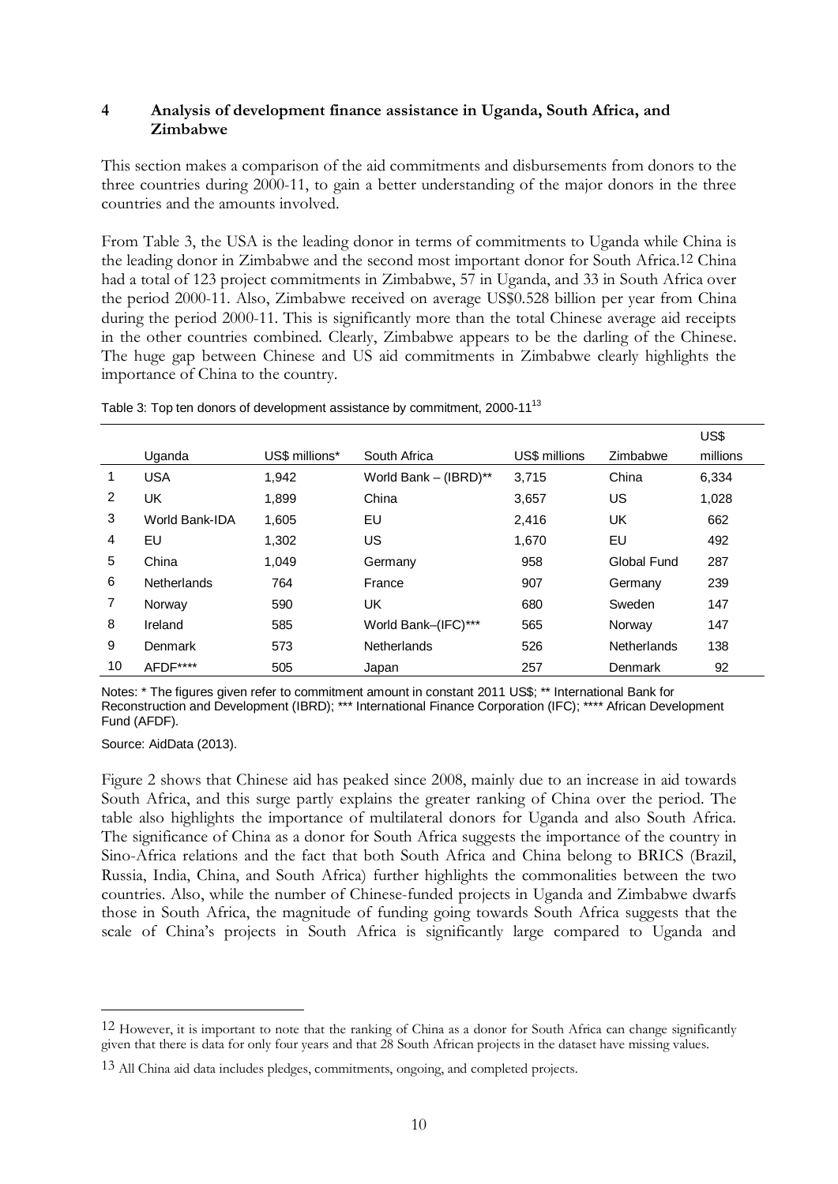## 4 Analysis of development finance assistance in Uganda, South Africa, and Zimbabwe

This section makes a comparison of the aid commitments and disbursements from donors to the three countries during 2000-11, to gain a better understanding of the major donors in the three countries and the amounts involved.

From Table 3, the USA is the leading donor in terms of commitments to Uganda while China is the leading donor in Zimbabwe and the second most important donor for South Africa.[12] China had a total of 123 project commitments in Zimbabwe, 57 in Uganda, and 33 in South Africa over the period 2000-11. Also, Zimbabwe received on average US$0.528 billion per year from China during the period 2000-11. This is significantly more than the total Chinese average aid receipts in the other countries combined. Clearly, Zimbabwe appears to be the darling of the Chinese. The huge gap between Chinese and US aid commitments in Zimbabwe clearly highlights the importance of China to the country.

Table 3: Top ten donors of development assistance by commitment, 2000-11[13]

| | Uganda | US$ millions* | South Africa | US$ millions | Zimbabwe | US$ millions |
|---|---|---|---|---|---|---|
| 1 | USA | 1,942 | World Bank – (IBRD)** | 3,715 | China | 6,334 |
| 2 | UK | 1,899 | China | 3,657 | US | 1,028 |
| 3 | World Bank-IDA | 1,605 | EU | 2,416 | UK | 662 |
| 4 | EU | 1,302 | US | 1,670 | EU | 492 |
| 5 | China | 1,049 | Germany | 958 | Global Fund | 287 |
| 6 | Netherlands | 764 | France | 907 | Germany | 239 |
| 7 | Norway | 590 | UK | 680 | Sweden | 147 |
| 8 | Ireland | 585 | World Bank–(IFC)*** | 565 | Norway | 147 |
| 9 | Denmark | 573 | Netherlands | 526 | Netherlands | 138 |
| 10 | AFDF**** | 505 | Japan | 257 | Denmark | 92 |

Notes: * The figures given refer to commitment amount in constant 2011 US$; ** International Bank for Reconstruction and Development (IBRD); *** International Finance Corporation (IFC); **** African Development Fund (AFDF).

Source: AidData (2013).

Figure 2 shows that Chinese aid has peaked since 2008, mainly due to an increase in aid towards South Africa, and this surge partly explains the greater ranking of China over the period. The table also highlights the importance of multilateral donors for Uganda and also South Africa. The significance of China as a donor for South Africa suggests the importance of the country in Sino-Africa relations and the fact that both South Africa and China belong to BRICS (Brazil, Russia, India, China, and South Africa) further highlights the commonalities between the two countries. Also, while the number of Chinese-funded projects in Uganda and Zimbabwe dwarfs those in South Africa, the magnitude of funding going towards South Africa suggests that the scale of China's projects in South Africa is significantly large compared to Uganda and

---

[12] However, it is important to note that the ranking of China as a donor for South Africa can change significantly given that there is data for only four years and that 28 South African projects in the dataset have missing values.

[13] All China aid data includes pledges, commitments, ongoing, and completed projects.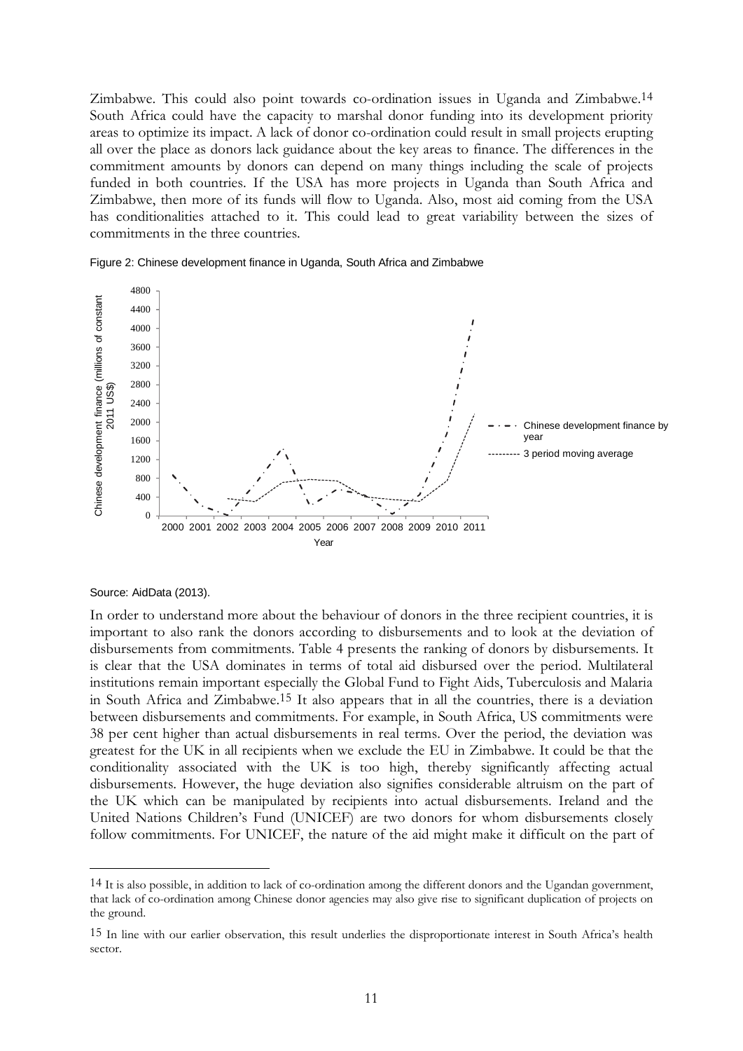Zimbabwe. This could also point towards co-ordination issues in Uganda and Zimbabwe.[14] South Africa could have the capacity to marshal donor funding into its development priority areas to optimize its impact. A lack of donor co-ordination could result in small projects erupting all over the place as donors lack guidance about the key areas to finance. The differences in the commitment amounts by donors can depend on many things including the scale of projects funded in both countries. If the USA has more projects in Uganda than South Africa and Zimbabwe, then more of its funds will flow to Uganda. Also, most aid coming from the USA has conditionalities attached to it. This could lead to great variability between the sizes of commitments in the three countries.

Figure 2: Chinese development finance in Uganda, South Africa and Zimbabwe

Chinese development finance (millions of constant 2011 US$)

4800
4400
4000
3600
3200
2800
2400
2000
1600
1200
800
400
0

2000 2001 2002 2003 2004 2005 2006 2007 2008 2009 2010 2011

Year

Chinese development finance by year

3 period moving average

Source: AidData (2013).

In order to understand more about the behaviour of donors in the three recipient countries, it is important to also rank the donors according to disbursements and to look at the deviation of disbursements from commitments. Table 4 presents the ranking of donors by disbursements. It is clear that the USA dominates in terms of total aid disbursed over the period. Multilateral institutions remain important especially the Global Fund to Fight Aids, Tuberculosis and Malaria in South Africa and Zimbabwe.[15] It also appears that in all the countries, there is a deviation between disbursements and commitments. For example, in South Africa, US commitments were 38 per cent higher than actual disbursements in real terms. Over the period, the deviation was greatest for the UK in all recipients when we exclude the EU in Zimbabwe. It could be that the conditionality associated with the UK is too high, thereby significantly affecting actual disbursements. However, the huge deviation also signifies considerable altruism on the part of the UK which can be manipulated by recipients into actual disbursements. Ireland and the United Nations Children's Fund (UNICEF) are two donors for whom disbursements closely follow commitments. For UNICEF, the nature of the aid might make it difficult on the part of

[14] It is also possible, in addition to lack of co-ordination among the different donors and the Ugandan government, that lack of co-ordination among Chinese donor agencies may also give rise to significant duplication of projects on the ground.

[15] In line with our earlier observation, this result underlies the disproportionate interest in South Africa's health sector.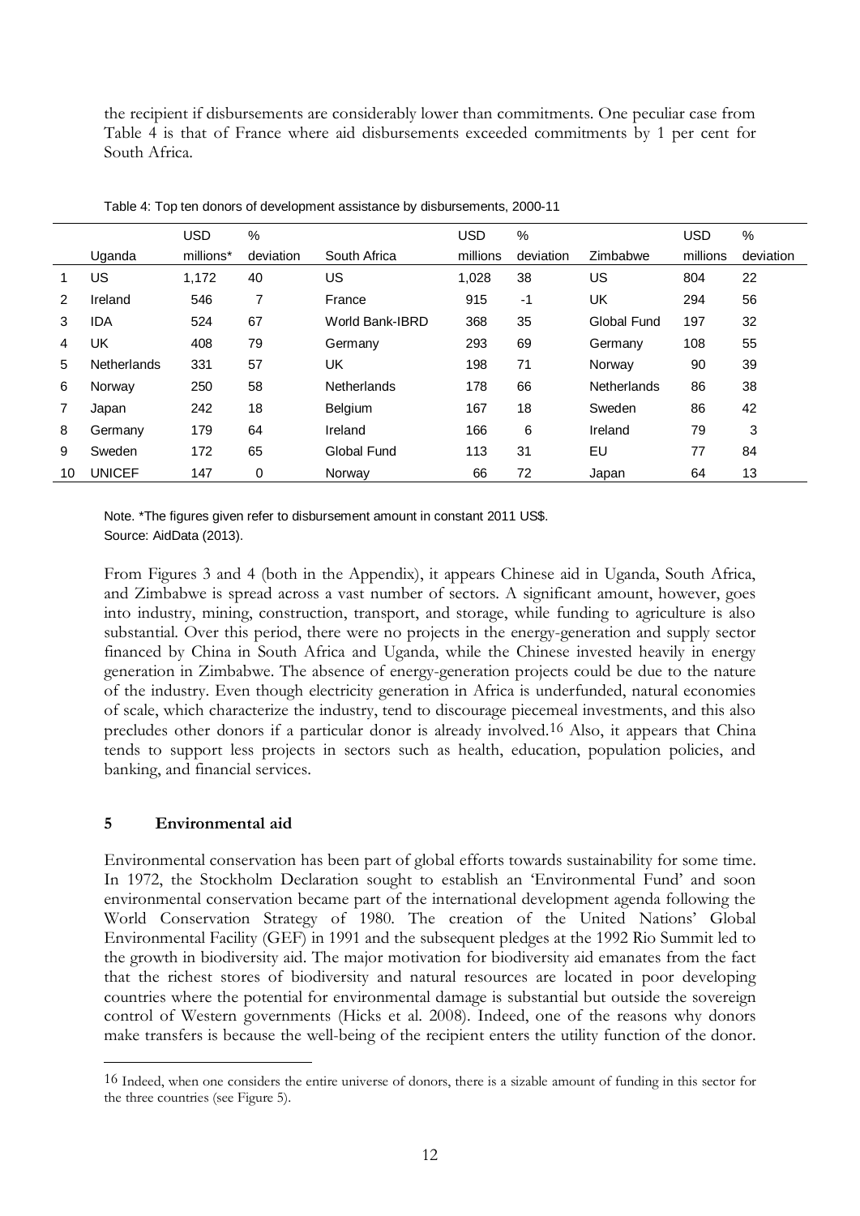the recipient if disbursements are considerably lower than commitments. One peculiar case from Table 4 is that of France where aid disbursements exceeded commitments by 1 per cent for South Africa.

Table 4: Top ten donors of development assistance by disbursements, 2000-11

| | Uganda | USD millions* | % deviation | South Africa | USD millions | % deviation | Zimbabwe | USD millions | % deviation |
|---|---|---|---|---|---|---|---|---|---|
| 1 | US | 1,172 | 40 | US | 1,028 | 38 | US | 804 | 22 |
| 2 | Ireland | 546 | 7 | France | 915 | -1 | UK | 294 | 56 |
| 3 | IDA | 524 | 67 | World Bank-IBRD | 368 | 35 | Global Fund | 197 | 32 |
| 4 | UK | 408 | 79 | Germany | 293 | 69 | Germany | 108 | 55 |
| 5 | Netherlands | 331 | 57 | UK | 198 | 71 | Norway | 90 | 39 |
| 6 | Norway | 250 | 58 | Netherlands | 178 | 66 | Netherlands | 86 | 38 |
| 7 | Japan | 242 | 18 | Belgium | 167 | 18 | Sweden | 86 | 42 |
| 8 | Germany | 179 | 64 | Ireland | 166 | 6 | Ireland | 79 | 3 |
| 9 | Sweden | 172 | 65 | Global Fund | 113 | 31 | EU | 77 | 84 |
| 10 | UNICEF | 147 | 0 | Norway | 66 | 72 | Japan | 64 | 13 |

Note. *The figures given refer to disbursement amount in constant 2011 US$.
Source: AidData (2013).

From Figures 3 and 4 (both in the Appendix), it appears Chinese aid in Uganda, South Africa, and Zimbabwe is spread across a vast number of sectors. A significant amount, however, goes into industry, mining, construction, transport, and storage, while funding to agriculture is also substantial. Over this period, there were no projects in the energy-generation and supply sector financed by China in South Africa and Uganda, while the Chinese invested heavily in energy generation in Zimbabwe. The absence of energy-generation projects could be due to the nature of the industry. Even though electricity generation in Africa is underfunded, natural economies of scale, which characterize the industry, tend to discourage piecemeal investments, and this also precludes other donors if a particular donor is already involved.[16] Also, it appears that China tends to support less projects in sectors such as health, education, population policies, and banking, and financial services.

## 5 Environmental aid

Environmental conservation has been part of global efforts towards sustainability for some time. In 1972, the Stockholm Declaration sought to establish an 'Environmental Fund' and soon environmental conservation became part of the international development agenda following the World Conservation Strategy of 1980. The creation of the United Nations' Global Environmental Facility (GEF) in 1991 and the subsequent pledges at the 1992 Rio Summit led to the growth in biodiversity aid. The major motivation for biodiversity aid emanates from the fact that the richest stores of biodiversity and natural resources are located in poor developing countries where the potential for environmental damage is substantial but outside the sovereign control of Western governments (Hicks et al. 2008). Indeed, one of the reasons why donors make transfers is because the well-being of the recipient enters the utility function of the donor.

[16] Indeed, when one considers the entire universe of donors, there is a sizable amount of funding in this sector for the three countries (see Figure 5).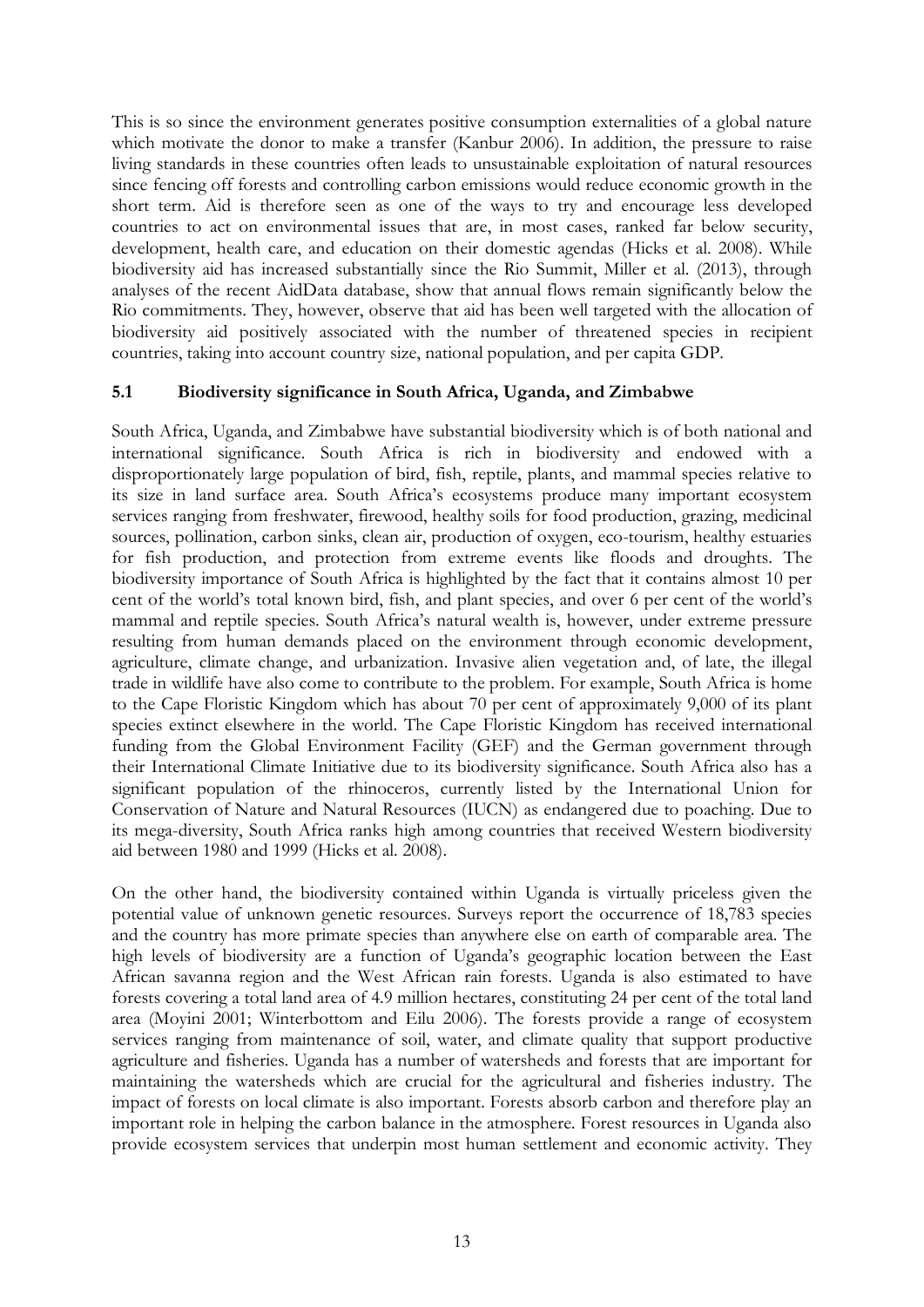This is so since the environment generates positive consumption externalities of a global nature which motivate the donor to make a transfer (Kanbur 2006). In addition, the pressure to raise living standards in these countries often leads to unsustainable exploitation of natural resources since fencing off forests and controlling carbon emissions would reduce economic growth in the short term. Aid is therefore seen as one of the ways to try and encourage less developed countries to act on environmental issues that are, in most cases, ranked far below security, development, health care, and education on their domestic agendas (Hicks et al. 2008). While biodiversity aid has increased substantially since the Rio Summit, Miller et al. (2013), through analyses of the recent AidData database, show that annual flows remain significantly below the Rio commitments. They, however, observe that aid has been well targeted with the allocation of biodiversity aid positively associated with the number of threatened species in recipient countries, taking into account country size, national population, and per capita GDP.

### 5.1 Biodiversity significance in South Africa, Uganda, and Zimbabwe

South Africa, Uganda, and Zimbabwe have substantial biodiversity which is of both national and international significance. South Africa is rich in biodiversity and endowed with a disproportionately large population of bird, fish, reptile, plants, and mammal species relative to its size in land surface area. South Africa's ecosystems produce many important ecosystem services ranging from freshwater, firewood, healthy soils for food production, grazing, medicinal sources, pollination, carbon sinks, clean air, production of oxygen, eco-tourism, healthy estuaries for fish production, and protection from extreme events like floods and droughts. The biodiversity importance of South Africa is highlighted by the fact that it contains almost 10 per cent of the world's total known bird, fish, and plant species, and over 6 per cent of the world's mammal and reptile species. South Africa's natural wealth is, however, under extreme pressure resulting from human demands placed on the environment through economic development, agriculture, climate change, and urbanization. Invasive alien vegetation and, of late, the illegal trade in wildlife have also come to contribute to the problem. For example, South Africa is home to the Cape Floristic Kingdom which has about 70 per cent of approximately 9,000 of its plant species extinct elsewhere in the world. The Cape Floristic Kingdom has received international funding from the Global Environment Facility (GEF) and the German government through their International Climate Initiative due to its biodiversity significance. South Africa also has a significant population of the rhinoceros, currently listed by the International Union for Conservation of Nature and Natural Resources (IUCN) as endangered due to poaching. Due to its mega-diversity, South Africa ranks high among countries that received Western biodiversity aid between 1980 and 1999 (Hicks et al. 2008).

On the other hand, the biodiversity contained within Uganda is virtually priceless given the potential value of unknown genetic resources. Surveys report the occurrence of 18,783 species and the country has more primate species than anywhere else on earth of comparable area. The high levels of biodiversity are a function of Uganda's geographic location between the East African savanna region and the West African rain forests. Uganda is also estimated to have forests covering a total land area of 4.9 million hectares, constituting 24 per cent of the total land area (Moyini 2001; Winterbottom and Eilu 2006). The forests provide a range of ecosystem services ranging from maintenance of soil, water, and climate quality that support productive agriculture and fisheries. Uganda has a number of watersheds and forests that are important for maintaining the watersheds which are crucial for the agricultural and fisheries industry. The impact of forests on local climate is also important. Forests absorb carbon and therefore play an important role in helping the carbon balance in the atmosphere. Forest resources in Uganda also provide ecosystem services that underpin most human settlement and economic activity. They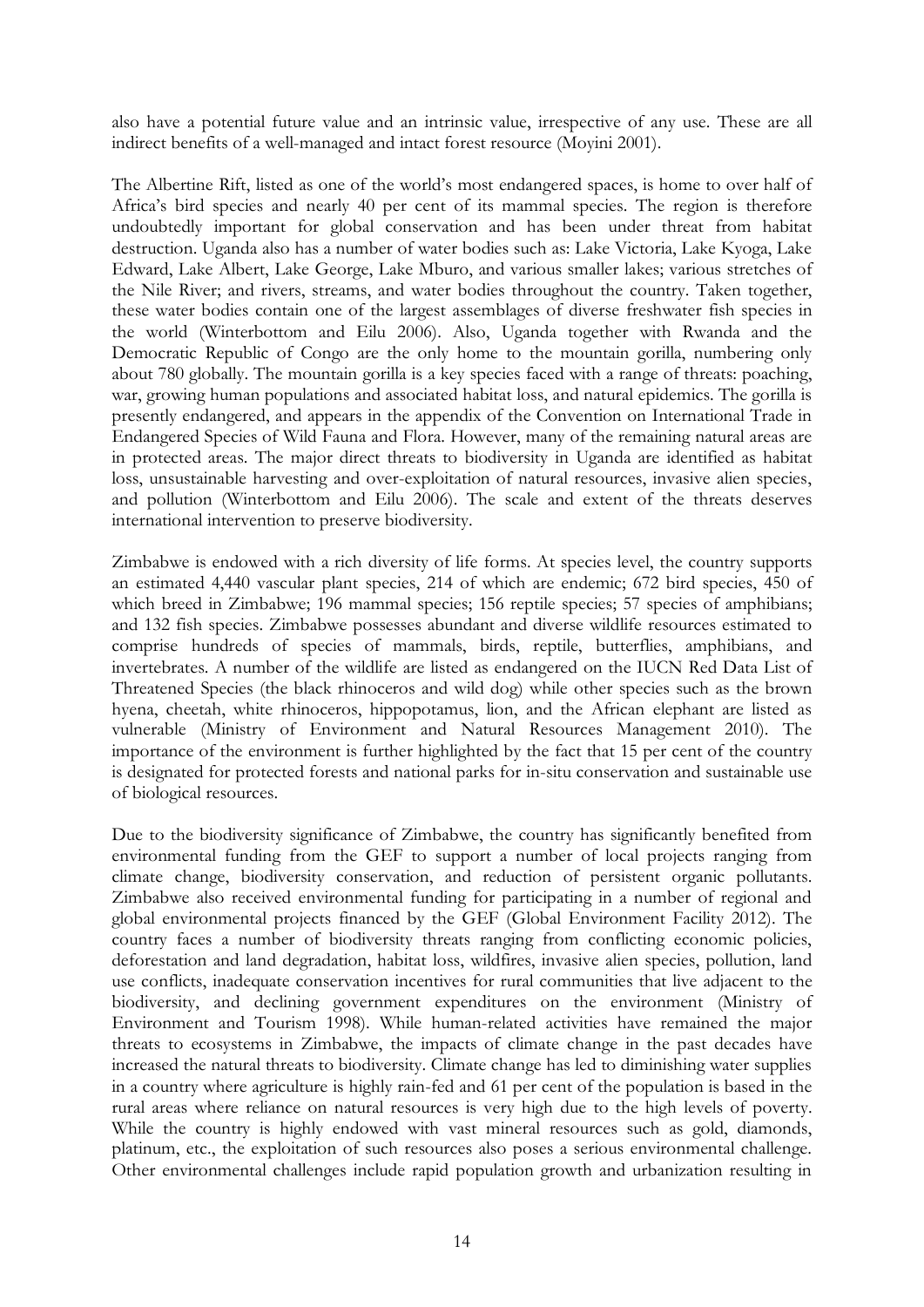also have a potential future value and an intrinsic value, irrespective of any use. These are all indirect benefits of a well-managed and intact forest resource (Moyini 2001).

The Albertine Rift, listed as one of the world's most endangered spaces, is home to over half of Africa's bird species and nearly 40 per cent of its mammal species. The region is therefore undoubtedly important for global conservation and has been under threat from habitat destruction. Uganda also has a number of water bodies such as: Lake Victoria, Lake Kyoga, Lake Edward, Lake Albert, Lake George, Lake Mburo, and various smaller lakes; various stretches of the Nile River; and rivers, streams, and water bodies throughout the country. Taken together, these water bodies contain one of the largest assemblages of diverse freshwater fish species in the world (Winterbottom and Eilu 2006). Also, Uganda together with Rwanda and the Democratic Republic of Congo are the only home to the mountain gorilla, numbering only about 780 globally. The mountain gorilla is a key species faced with a range of threats: poaching, war, growing human populations and associated habitat loss, and natural epidemics. The gorilla is presently endangered, and appears in the appendix of the Convention on International Trade in Endangered Species of Wild Fauna and Flora. However, many of the remaining natural areas are in protected areas. The major direct threats to biodiversity in Uganda are identified as habitat loss, unsustainable harvesting and over-exploitation of natural resources, invasive alien species, and pollution (Winterbottom and Eilu 2006). The scale and extent of the threats deserves international intervention to preserve biodiversity.

Zimbabwe is endowed with a rich diversity of life forms. At species level, the country supports an estimated 4,440 vascular plant species, 214 of which are endemic; 672 bird species, 450 of which breed in Zimbabwe; 196 mammal species; 156 reptile species; 57 species of amphibians; and 132 fish species. Zimbabwe possesses abundant and diverse wildlife resources estimated to comprise hundreds of species of mammals, birds, reptile, butterflies, amphibians, and invertebrates. A number of the wildlife are listed as endangered on the IUCN Red Data List of Threatened Species (the black rhinoceros and wild dog) while other species such as the brown hyena, cheetah, white rhinoceros, hippopotamus, lion, and the African elephant are listed as vulnerable (Ministry of Environment and Natural Resources Management 2010). The importance of the environment is further highlighted by the fact that 15 per cent of the country is designated for protected forests and national parks for in-situ conservation and sustainable use of biological resources.

Due to the biodiversity significance of Zimbabwe, the country has significantly benefited from environmental funding from the GEF to support a number of local projects ranging from climate change, biodiversity conservation, and reduction of persistent organic pollutants. Zimbabwe also received environmental funding for participating in a number of regional and global environmental projects financed by the GEF (Global Environment Facility 2012). The country faces a number of biodiversity threats ranging from conflicting economic policies, deforestation and land degradation, habitat loss, wildfires, invasive alien species, pollution, land use conflicts, inadequate conservation incentives for rural communities that live adjacent to the biodiversity, and declining government expenditures on the environment (Ministry of Environment and Tourism 1998). While human-related activities have remained the major threats to ecosystems in Zimbabwe, the impacts of climate change in the past decades have increased the natural threats to biodiversity. Climate change has led to diminishing water supplies in a country where agriculture is highly rain-fed and 61 per cent of the population is based in the rural areas where reliance on natural resources is very high due to the high levels of poverty. While the country is highly endowed with vast mineral resources such as gold, diamonds, platinum, etc., the exploitation of such resources also poses a serious environmental challenge. Other environmental challenges include rapid population growth and urbanization resulting in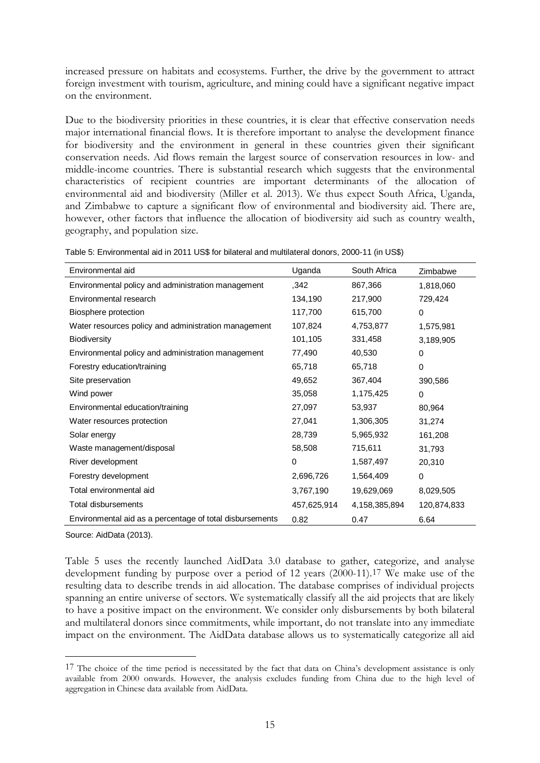increased pressure on habitats and ecosystems. Further, the drive by the government to attract foreign investment with tourism, agriculture, and mining could have a significant negative impact on the environment.

Due to the biodiversity priorities in these countries, it is clear that effective conservation needs major international financial flows. It is therefore important to analyse the development finance for biodiversity and the environment in general in these countries given their significant conservation needs. Aid flows remain the largest source of conservation resources in low- and middle-income countries. There is substantial research which suggests that the environmental characteristics of recipient countries are important determinants of the allocation of environmental aid and biodiversity (Miller et al. 2013). We thus expect South Africa, Uganda, and Zimbabwe to capture a significant flow of environmental and biodiversity aid. There are, however, other factors that influence the allocation of biodiversity aid such as country wealth, geography, and population size.

Table 5: Environmental aid in 2011 US$ for bilateral and multilateral donors, 2000-11 (in US$)

| Environmental aid | Uganda | South Africa | Zimbabwe |
|---|---|---|---|
| Environmental policy and administration management | ,342 | 867,366 | 1,818,060 |
| Environmental research | 134,190 | 217,900 | 729,424 |
| Biosphere protection | 117,700 | 615,700 | 0 |
| Water resources policy and administration management | 107,824 | 4,753,877 | 1,575,981 |
| Biodiversity | 101,105 | 331,458 | 3,189,905 |
| Environmental policy and administration management | 77,490 | 40,530 | 0 |
| Forestry education/training | 65,718 | 65,718 | 0 |
| Site preservation | 49,652 | 367,404 | 390,586 |
| Wind power | 35,058 | 1,175,425 | 0 |
| Environmental education/training | 27,097 | 53,937 | 80,964 |
| Water resources protection | 27,041 | 1,306,305 | 31,274 |
| Solar energy | 28,739 | 5,965,932 | 161,208 |
| Waste management/disposal | 58,508 | 715,611 | 31,793 |
| River development | 0 | 1,587,497 | 20,310 |
| Forestry development | 2,696,726 | 1,564,409 | 0 |
| Total environmental aid | 3,767,190 | 19,629,069 | 8,029,505 |
| Total disbursements | 457,625,914 | 4,158,385,894 | 120,874,833 |
| Environmental aid as a percentage of total disbursements | 0.82 | 0.47 | 6.64 |

Source: AidData (2013).

Table 5 uses the recently launched AidData 3.0 database to gather, categorize, and analyse development funding by purpose over a period of 12 years (2000-11).[17] We make use of the resulting data to describe trends in aid allocation. The database comprises of individual projects spanning an entire universe of sectors. We systematically classify all the aid projects that are likely to have a positive impact on the environment. We consider only disbursements by both bilateral and multilateral donors since commitments, while important, do not translate into any immediate impact on the environment. The AidData database allows us to systematically categorize all aid

[17] The choice of the time period is necessitated by the fact that data on China's development assistance is only available from 2000 onwards. However, the analysis excludes funding from China due to the high level of aggregation in Chinese data available from AidData.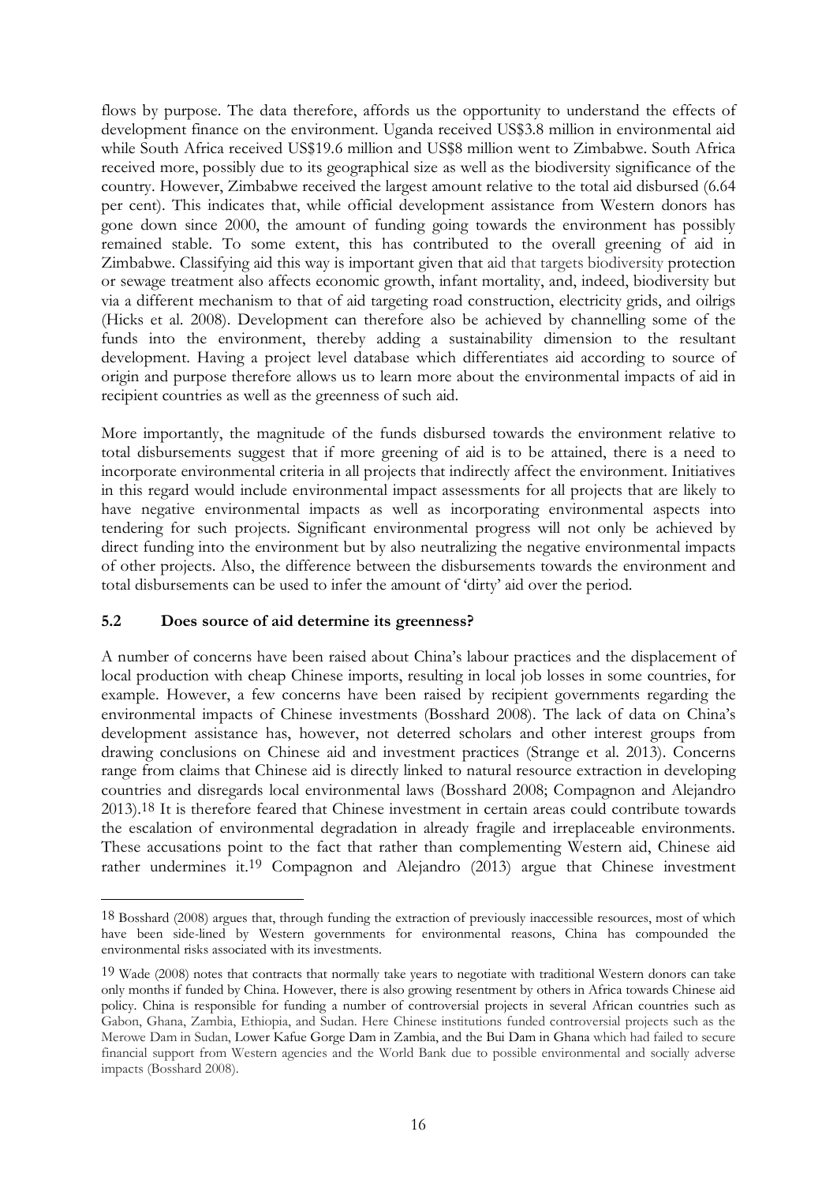flows by purpose. The data therefore, affords us the opportunity to understand the effects of development finance on the environment. Uganda received US$3.8 million in environmental aid while South Africa received US$19.6 million and US$8 million went to Zimbabwe. South Africa received more, possibly due to its geographical size as well as the biodiversity significance of the country. However, Zimbabwe received the largest amount relative to the total aid disbursed (6.64 per cent). This indicates that, while official development assistance from Western donors has gone down since 2000, the amount of funding going towards the environment has possibly remained stable. To some extent, this has contributed to the overall greening of aid in Zimbabwe. Classifying aid this way is important given that aid that targets biodiversity protection or sewage treatment also affects economic growth, infant mortality, and, indeed, biodiversity but via a different mechanism to that of aid targeting road construction, electricity grids, and oilrigs (Hicks et al. 2008). Development can therefore also be achieved by channelling some of the funds into the environment, thereby adding a sustainability dimension to the resultant development. Having a project level database which differentiates aid according to source of origin and purpose therefore allows us to learn more about the environmental impacts of aid in recipient countries as well as the greenness of such aid.

More importantly, the magnitude of the funds disbursed towards the environment relative to total disbursements suggest that if more greening of aid is to be attained, there is a need to incorporate environmental criteria in all projects that indirectly affect the environment. Initiatives in this regard would include environmental impact assessments for all projects that are likely to have negative environmental impacts as well as incorporating environmental aspects into tendering for such projects. Significant environmental progress will not only be achieved by direct funding into the environment but by also neutralizing the negative environmental impacts of other projects. Also, the difference between the disbursements towards the environment and total disbursements can be used to infer the amount of 'dirty' aid over the period.

### 5.2 Does source of aid determine its greenness?

A number of concerns have been raised about China's labour practices and the displacement of local production with cheap Chinese imports, resulting in local job losses in some countries, for example. However, a few concerns have been raised by recipient governments regarding the environmental impacts of Chinese investments (Bosshard 2008). The lack of data on China's development assistance has, however, not deterred scholars and other interest groups from drawing conclusions on Chinese aid and investment practices (Strange et al. 2013). Concerns range from claims that Chinese aid is directly linked to natural resource extraction in developing countries and disregards local environmental laws (Bosshard 2008; Compagnon and Alejandro 2013).[18] It is therefore feared that Chinese investment in certain areas could contribute towards the escalation of environmental degradation in already fragile and irreplaceable environments. These accusations point to the fact that rather than complementing Western aid, Chinese aid rather undermines it.[19] Compagnon and Alejandro (2013) argue that Chinese investment

---

[18] Bosshard (2008) argues that, through funding the extraction of previously inaccessible resources, most of which have been side-lined by Western governments for environmental reasons, China has compounded the environmental risks associated with its investments.

[19] Wade (2008) notes that contracts that normally take years to negotiate with traditional Western donors can take only months if funded by China. However, there is also growing resentment by others in Africa towards Chinese aid policy. China is responsible for funding a number of controversial projects in several African countries such as Gabon, Ghana, Zambia, Ethiopia, and Sudan. Here Chinese institutions funded controversial projects such as the Merowe Dam in Sudan, Lower Kafue Gorge Dam in Zambia, and the Bui Dam in Ghana which had failed to secure financial support from Western agencies and the World Bank due to possible environmental and socially adverse impacts (Bosshard 2008).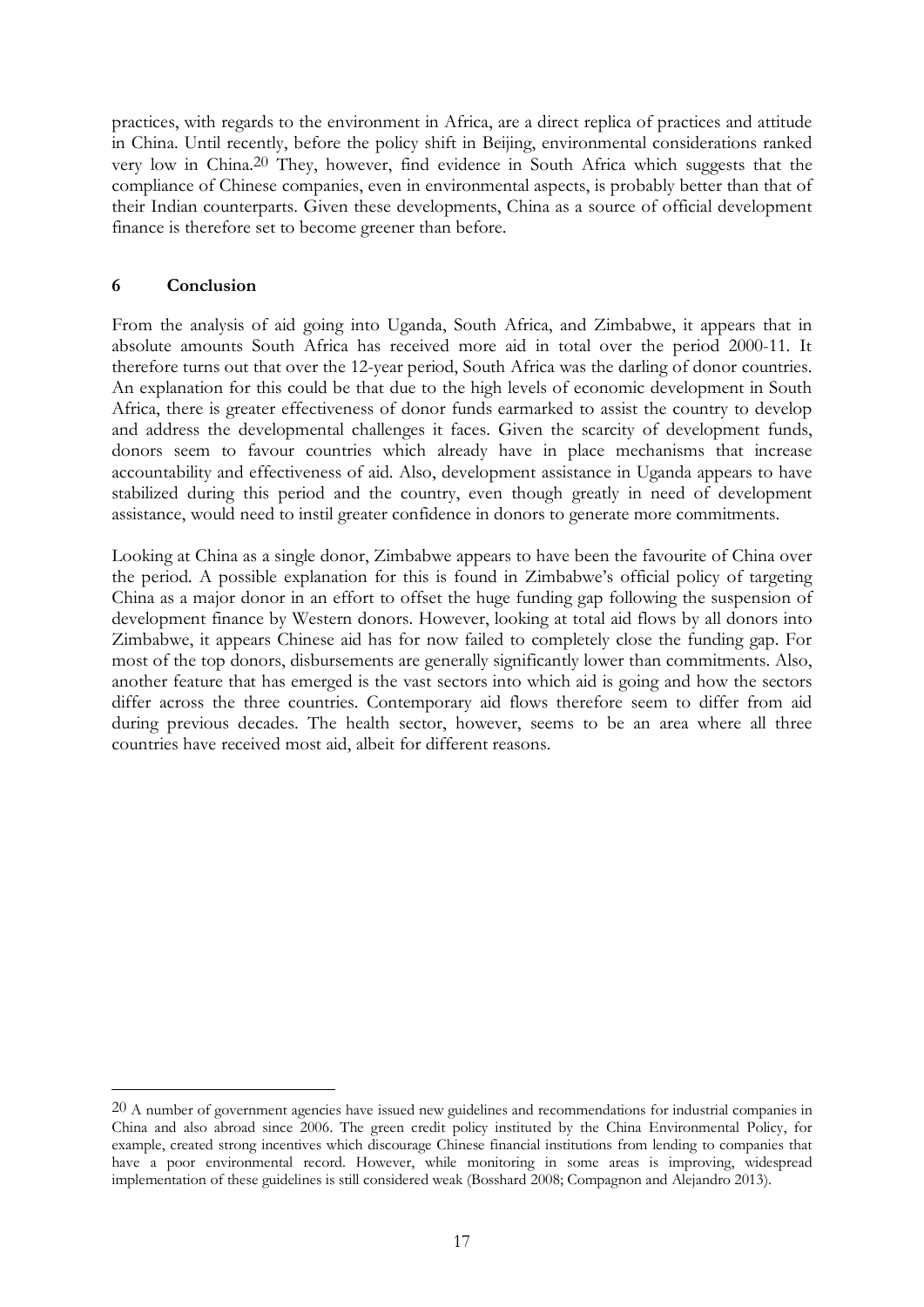practices, with regards to the environment in Africa, are a direct replica of practices and attitude in China. Until recently, before the policy shift in Beijing, environmental considerations ranked very low in China.[20] They, however, find evidence in South Africa which suggests that the compliance of Chinese companies, even in environmental aspects, is probably better than that of their Indian counterparts. Given these developments, China as a source of official development finance is therefore set to become greener than before.

## 6 Conclusion

From the analysis of aid going into Uganda, South Africa, and Zimbabwe, it appears that in absolute amounts South Africa has received more aid in total over the period 2000-11. It therefore turns out that over the 12-year period, South Africa was the darling of donor countries. An explanation for this could be that due to the high levels of economic development in South Africa, there is greater effectiveness of donor funds earmarked to assist the country to develop and address the developmental challenges it faces. Given the scarcity of development funds, donors seem to favour countries which already have in place mechanisms that increase accountability and effectiveness of aid. Also, development assistance in Uganda appears to have stabilized during this period and the country, even though greatly in need of development assistance, would need to instil greater confidence in donors to generate more commitments.

Looking at China as a single donor, Zimbabwe appears to have been the favourite of China over the period. A possible explanation for this is found in Zimbabwe's official policy of targeting China as a major donor in an effort to offset the huge funding gap following the suspension of development finance by Western donors. However, looking at total aid flows by all donors into Zimbabwe, it appears Chinese aid has for now failed to completely close the funding gap. For most of the top donors, disbursements are generally significantly lower than commitments. Also, another feature that has emerged is the vast sectors into which aid is going and how the sectors differ across the three countries. Contemporary aid flows therefore seem to differ from aid during previous decades. The health sector, however, seems to be an area where all three countries have received most aid, albeit for different reasons.

---

[20] A number of government agencies have issued new guidelines and recommendations for industrial companies in China and also abroad since 2006. The green credit policy instituted by the China Environmental Policy, for example, created strong incentives which discourage Chinese financial institutions from lending to companies that have a poor environmental record. However, while monitoring in some areas is improving, widespread implementation of these guidelines is still considered weak (Bosshard 2008; Compagnon and Alejandro 2013).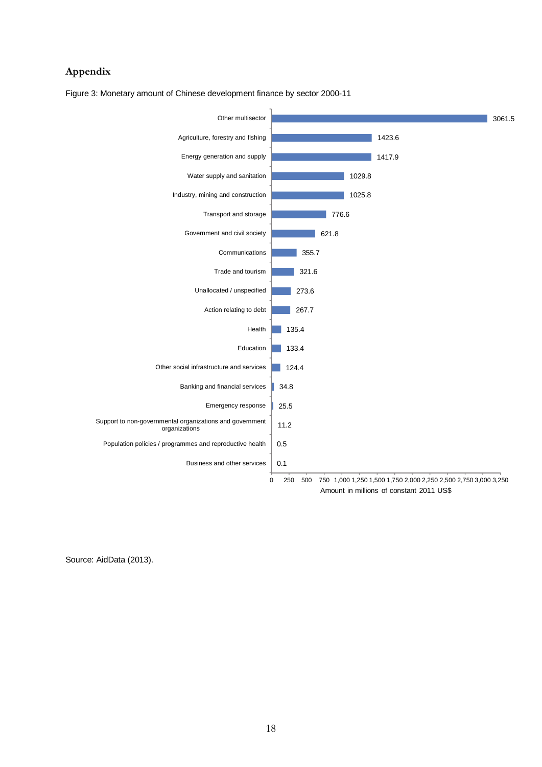## Appendix

Figure 3: Monetary amount of Chinese development finance by sector 2000-11

Other multisector 3061.5
Agriculture, forestry and fishing 1423.6
Energy generation and supply 1417.9
Water supply and sanitation 1029.8
Industry, mining and construction 1025.8
Transport and storage 776.6
Government and civil society 621.8
Communications 355.7
Trade and tourism 321.6
Unallocated / unspecified 273.6
Action relating to debt 267.7
Health 135.4
Education 133.4
Other social infrastructure and services 124.4
Banking and financial services 34.8
Emergency response 25.5
Support to non-governmental organizations and government organizations 11.2
Population policies / programmes and reproductive health 0.5
Business and other services 0.1

0 250 500 750 1,000 1,250 1,500 1,750 2,000 2,250 2,500 2,750 3,000 3,250

Amount in millions of constant 2011 US$

Source: AidData (2013).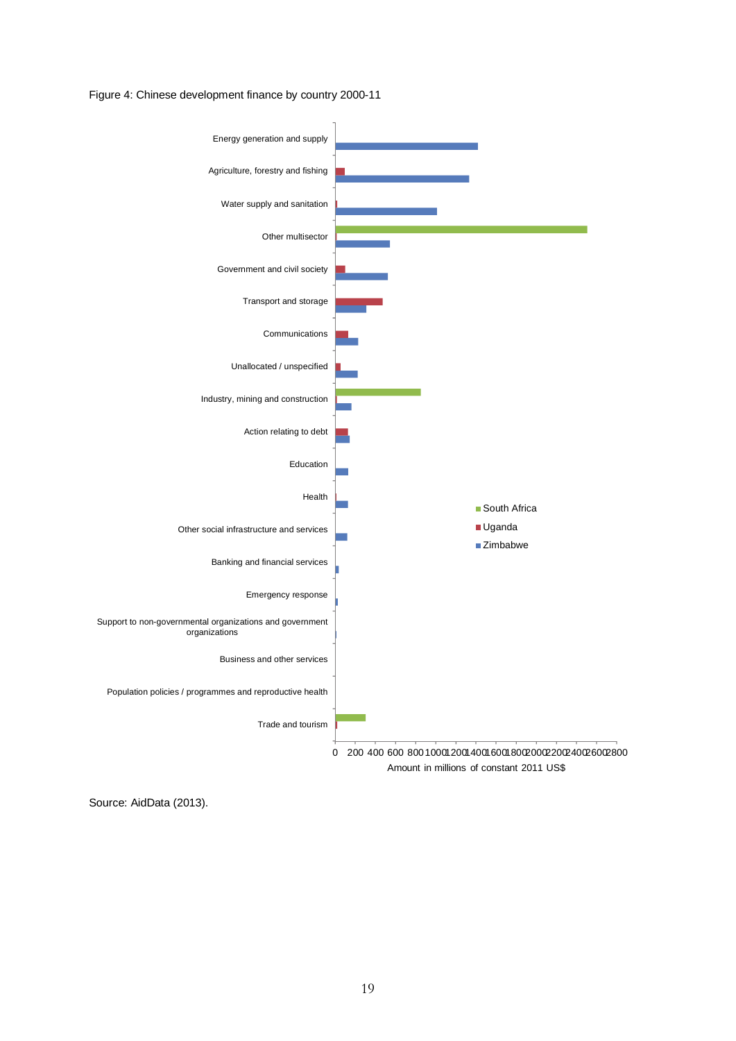Figure 4: Chinese development finance by country 2000-11

Energy generation and supply
Agriculture, forestry and fishing
Water supply and sanitation
Other multisector
Government and civil society
Transport and storage
Communications
Unallocated / unspecified
Industry, mining and construction
Action relating to debt
Education
Health
Other social infrastructure and services
Banking and financial services
Emergency response
Support to non-governmental organizations and government organizations
Business and other services
Population policies / programmes and reproductive health
Trade and tourism

South Africa
Uganda
Zimbabwe

0 200 400 600 800 1000 1200 1400 1600 1800 2000 2200 2400 2600 2800

Amount in millions of constant 2011 US$

Source: AidData (2013).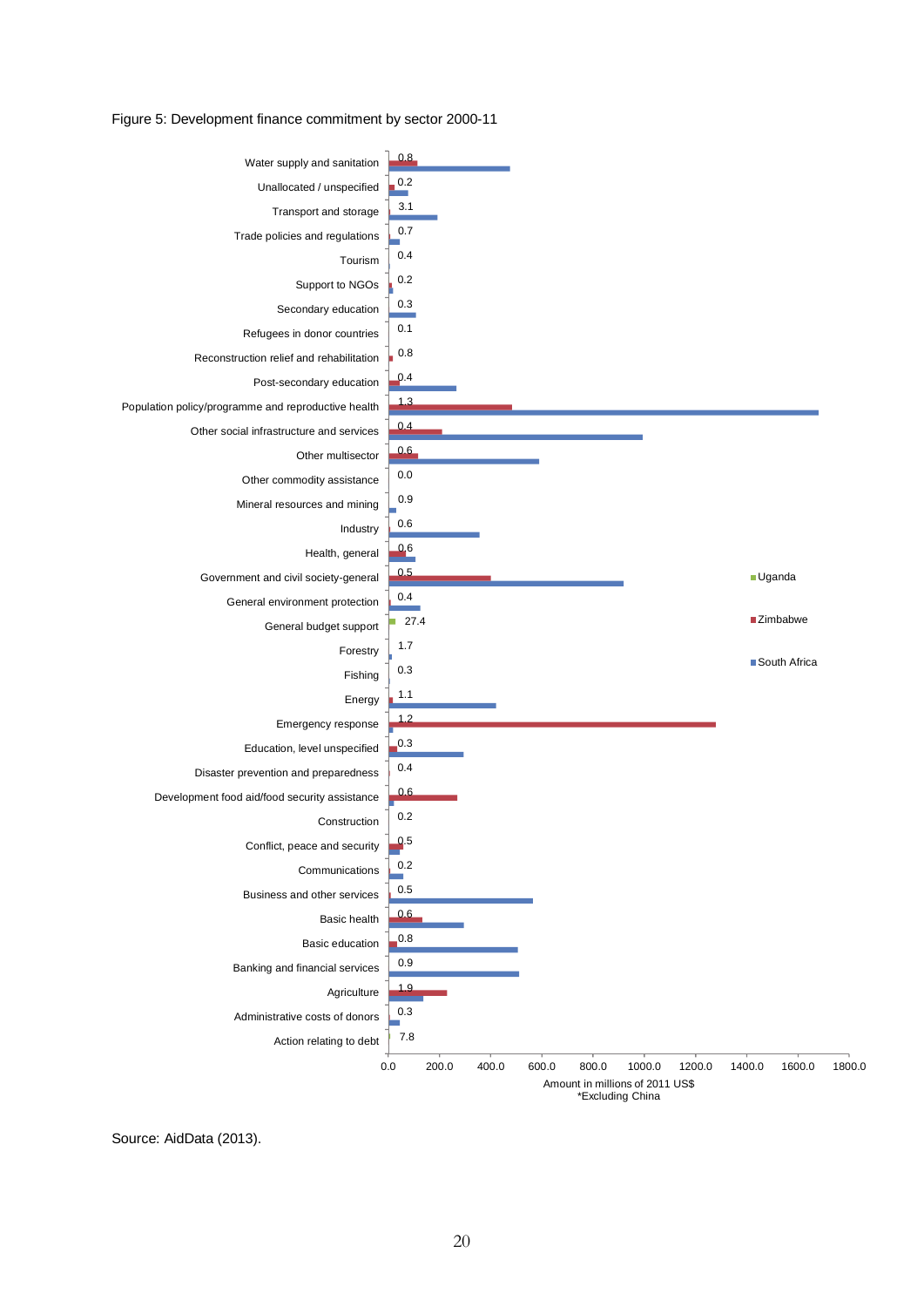Figure 5: Development finance commitment by sector 2000-11

| Sector | Uganda |
|---|---|
| Water supply and sanitation | 0.8 |
| Unallocated / unspecified | 0.2 |
| Transport and storage | 3.1 |
| Trade policies and regulations | 0.7 |
| Tourism | 0.4 |
| Support to NGOs | 0.2 |
| Secondary education | 0.3 |
| Refugees in donor countries | 0.1 |
| Reconstruction relief and rehabilitation | 0.8 |
| Post-secondary education | 0.4 |
| Population policy/programme and reproductive health | 1.3 |
| Other social infrastructure and services | 0.4 |
| Other multisector | 0.6 |
| Other commodity assistance | 0.0 |
| Mineral resources and mining | 0.9 |
| Industry | 0.6 |
| Health, general | 0.6 |
| Government and civil society-general | 0.5 |
| General environment protection | 0.4 |
| General budget support | 27.4 |
| Forestry | 1.7 |
| Fishing | 0.3 |
| Energy | 1.1 |
| Emergency response | 1.2 |
| Education, level unspecified | 0.3 |
| Disaster prevention and preparedness | 0.4 |
| Development food aid/food security assistance | 0.6 |
| Construction | 0.2 |
| Conflict, peace and security | 0.5 |
| Communications | 0.2 |
| Business and other services | 0.5 |
| Basic health | 0.6 |
| Basic education | 0.8 |
| Banking and financial services | 0.9 |
| Agriculture | 1.9 |
| Administrative costs of donors | 0.3 |
| Action relating to debt | 7.8 |

Legend: Uganda, Zimbabwe, South Africa

Amount in millions of 2011 US$

*Excluding China

Source: AidData (2013).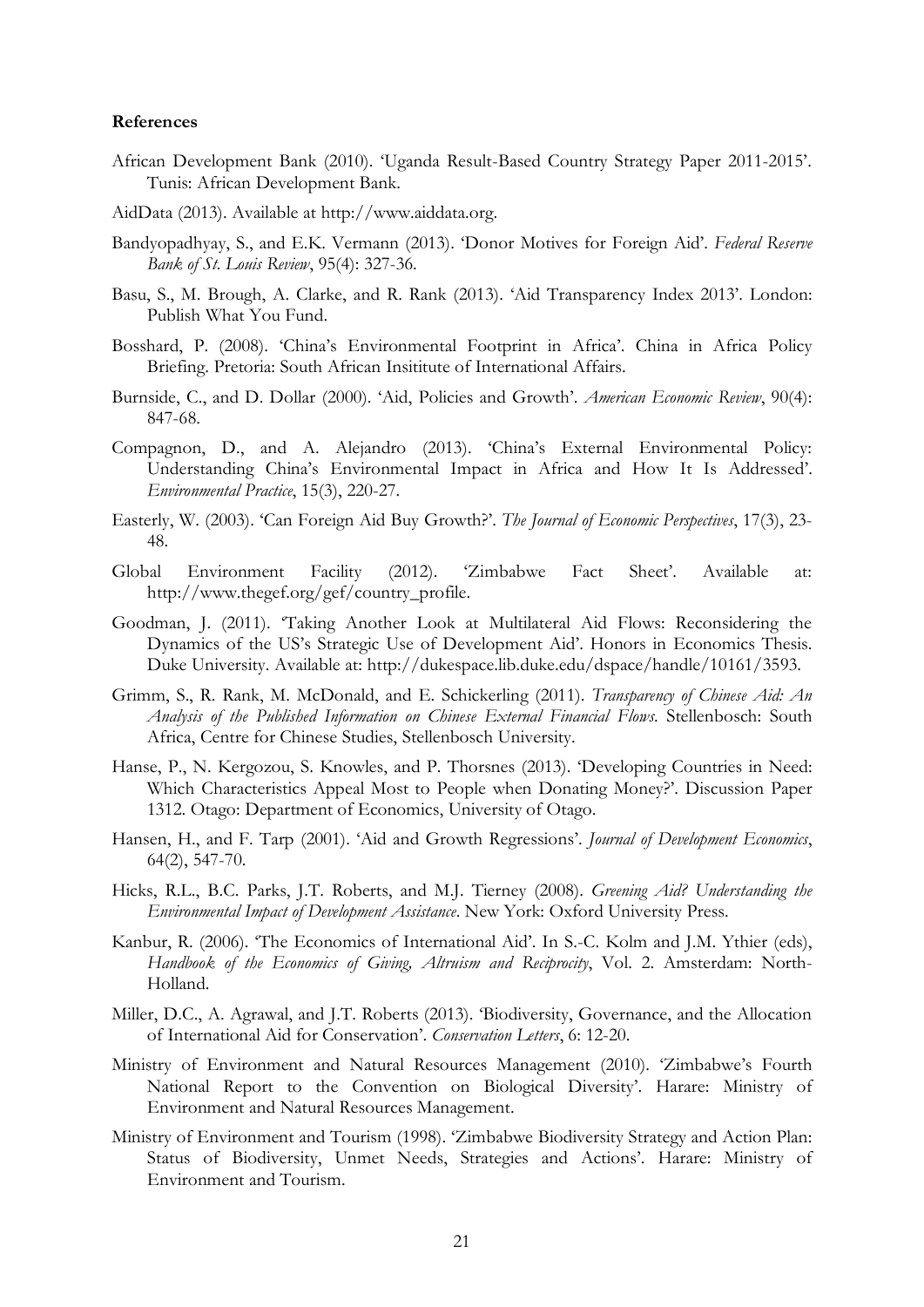**References**

African Development Bank (2010). 'Uganda Result-Based Country Strategy Paper 2011-2015'. Tunis: African Development Bank.

AidData (2013). Available at http://www.aiddata.org.

Bandyopadhyay, S., and E.K. Vermann (2013). 'Donor Motives for Foreign Aid'. *Federal Reserve Bank of St. Louis Review*, 95(4): 327-36.

Basu, S., M. Brough, A. Clarke, and R. Rank (2013). 'Aid Transparency Index 2013'. London: Publish What You Fund.

Bosshard, P. (2008). 'China's Environmental Footprint in Africa'. China in Africa Policy Briefing. Pretoria: South African Insititute of International Affairs.

Burnside, C., and D. Dollar (2000). 'Aid, Policies and Growth'. *American Economic Review*, 90(4): 847-68.

Compagnon, D., and A. Alejandro (2013). 'China's External Environmental Policy: Understanding China's Environmental Impact in Africa and How It Is Addressed'. *Environmental Practice*, 15(3), 220-27.

Easterly, W. (2003). 'Can Foreign Aid Buy Growth?'. *The Journal of Economic Perspectives*, 17(3), 23-48.

Global Environment Facility (2012). 'Zimbabwe Fact Sheet'. Available at: http://www.thegef.org/gef/country_profile.

Goodman, J. (2011). 'Taking Another Look at Multilateral Aid Flows: Reconsidering the Dynamics of the US's Strategic Use of Development Aid'. Honors in Economics Thesis. Duke University. Available at: http://dukespace.lib.duke.edu/dspace/handle/10161/3593.

Grimm, S., R. Rank, M. McDonald, and E. Schickerling (2011). *Transparency of Chinese Aid: An Analysis of the Published Information on Chinese External Financial Flows*. Stellenbosch: South Africa, Centre for Chinese Studies, Stellenbosch University.

Hanse, P., N. Kergozou, S. Knowles, and P. Thorsnes (2013). 'Developing Countries in Need: Which Characteristics Appeal Most to People when Donating Money?'. Discussion Paper 1312. Otago: Department of Economics, University of Otago.

Hansen, H., and F. Tarp (2001). 'Aid and Growth Regressions'. *Journal of Development Economics*, 64(2), 547-70.

Hicks, R.L., B.C. Parks, J.T. Roberts, and M.J. Tierney (2008). *Greening Aid? Understanding the Environmental Impact of Development Assistance*. New York: Oxford University Press.

Kanbur, R. (2006). 'The Economics of International Aid'. In S.-C. Kolm and J.M. Ythier (eds), *Handbook of the Economics of Giving, Altruism and Reciprocity*, Vol. 2. Amsterdam: North-Holland.

Miller, D.C., A. Agrawal, and J.T. Roberts (2013). 'Biodiversity, Governance, and the Allocation of International Aid for Conservation'. *Conservation Letters*, 6: 12-20.

Ministry of Environment and Natural Resources Management (2010). 'Zimbabwe's Fourth National Report to the Convention on Biological Diversity'. Harare: Ministry of Environment and Natural Resources Management.

Ministry of Environment and Tourism (1998). 'Zimbabwe Biodiversity Strategy and Action Plan: Status of Biodiversity, Unmet Needs, Strategies and Actions'. Harare: Ministry of Environment and Tourism.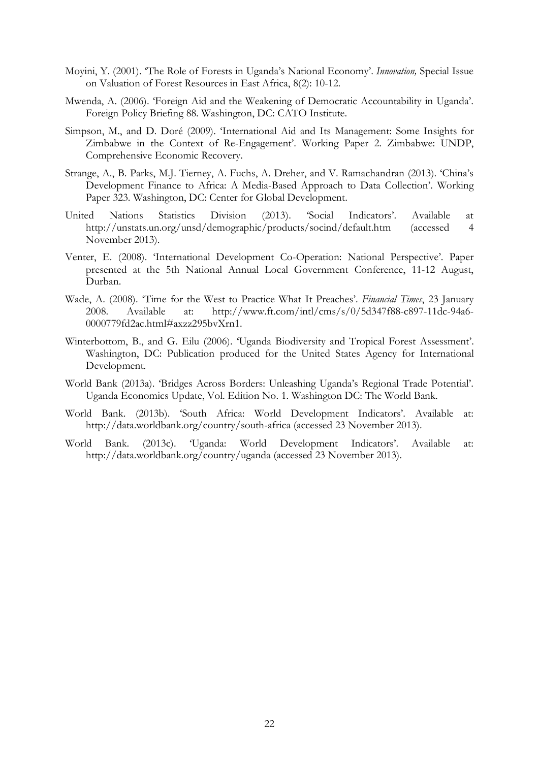Moyini, Y. (2001). 'The Role of Forests in Uganda's National Economy'. *Innovation,* Special Issue on Valuation of Forest Resources in East Africa, 8(2): 10-12.

Mwenda, A. (2006). 'Foreign Aid and the Weakening of Democratic Accountability in Uganda'. Foreign Policy Briefing 88. Washington, DC: CATO Institute.

Simpson, M., and D. Doré (2009). 'International Aid and Its Management: Some Insights for Zimbabwe in the Context of Re-Engagement'. Working Paper 2. Zimbabwe: UNDP, Comprehensive Economic Recovery.

Strange, A., B. Parks, M.J. Tierney, A. Fuchs, A. Dreher, and V. Ramachandran (2013). 'China's Development Finance to Africa: A Media-Based Approach to Data Collection'. Working Paper 323. Washington, DC: Center for Global Development.

United Nations Statistics Division (2013). 'Social Indicators'. Available at http://unstats.un.org/unsd/demographic/products/socind/default.htm (accessed 4 November 2013).

Venter, E. (2008). 'International Development Co-Operation: National Perspective'. Paper presented at the 5th National Annual Local Government Conference, 11-12 August, Durban.

Wade, A. (2008). 'Time for the West to Practice What It Preaches'. *Financial Times*, 23 January 2008. Available at: http://www.ft.com/intl/cms/s/0/5d347f88-c897-11dc-94a6-0000779fd2ac.html#axzz295bvXrn1.

Winterbottom, B., and G. Eilu (2006). 'Uganda Biodiversity and Tropical Forest Assessment'. Washington, DC: Publication produced for the United States Agency for International Development.

World Bank (2013a). 'Bridges Across Borders: Unleashing Uganda's Regional Trade Potential'. Uganda Economics Update, Vol. Edition No. 1. Washington DC: The World Bank.

World Bank. (2013b). 'South Africa: World Development Indicators'. Available at: http://data.worldbank.org/country/south-africa (accessed 23 November 2013).

World Bank. (2013c). 'Uganda: World Development Indicators'. Available at: http://data.worldbank.org/country/uganda (accessed 23 November 2013).